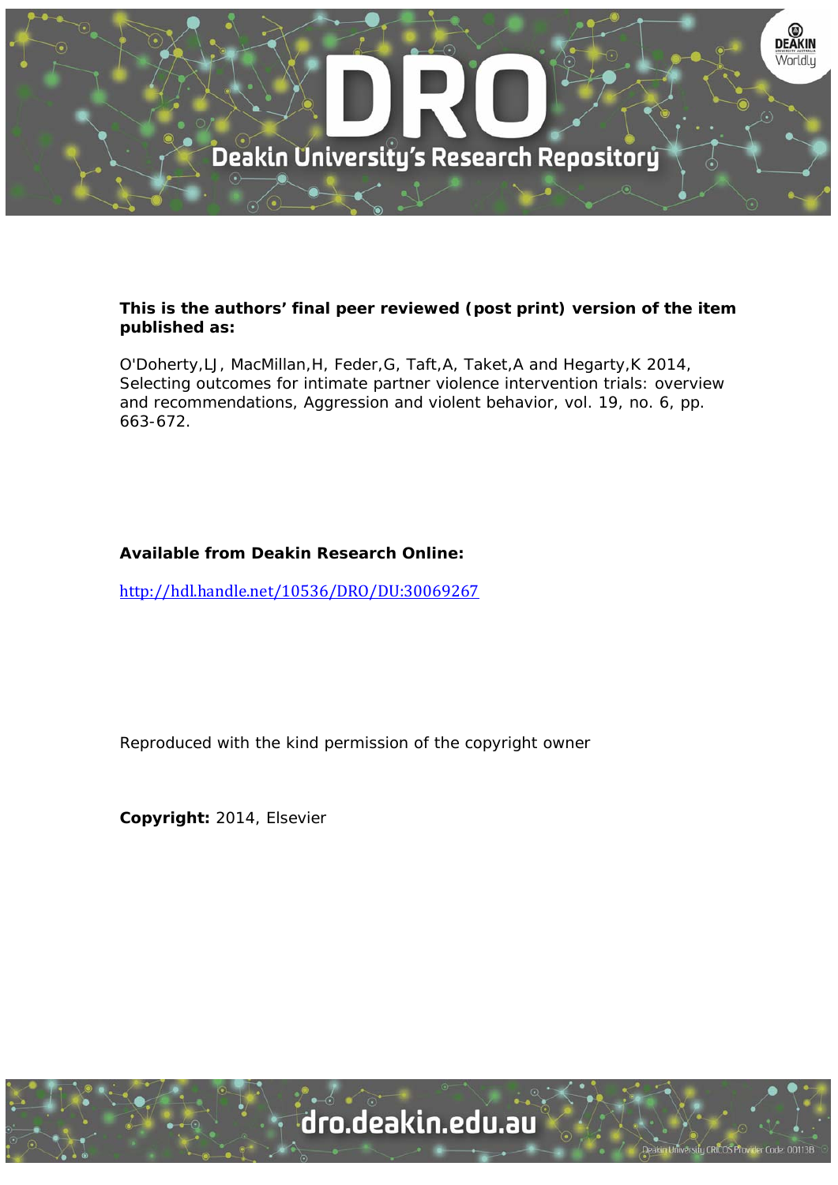**This is the authors' final peer reviewed (post print) version of the item published as:**

O'Doherty,LJ, MacMillan,H, Feder,G, Taft,A, Taket,A and Hegarty,K 2014, Selecting outcomes for intimate partner violence intervention trials: overview and recommendations, Aggression and violent behavior, vol. 19, no. 6, pp. 663-672.

**Available from Deakin Research Online:**

http://hdl.handle.net/10536/DRO/DU:30069267

Reproduced with the kind permission of the copyright owner

**Copyright:** 2014, Elsevier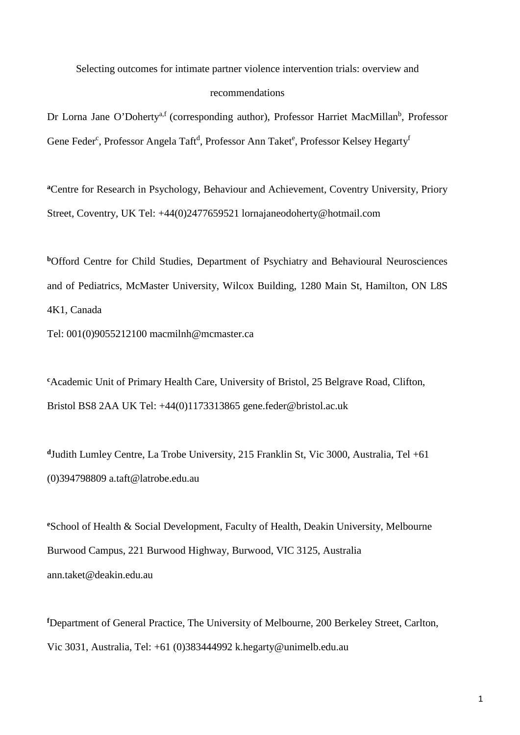Selecting outcomes for intimate partner violence intervention trials: overview and recommendations

Dr Lorna Jane O'Doherty[a,f] (corresponding author), Professor Harriet MacMillan[b], Professor Gene Feder[c], Professor Angela Taft[d], Professor Ann Taket[e], Professor Kelsey Hegarty[f]

[a]Centre for Research in Psychology, Behaviour and Achievement, Coventry University, Priory Street, Coventry, UK Tel: +44(0)2477659521 lornajaneodoherty@hotmail.com

[b]Offord Centre for Child Studies, Department of Psychiatry and Behavioural Neurosciences and of Pediatrics, McMaster University, Wilcox Building, 1280 Main St, Hamilton, ON L8S 4K1, Canada

Tel: 001(0)9055212100 macmilnh@mcmaster.ca

[c]Academic Unit of Primary Health Care, University of Bristol, 25 Belgrave Road, Clifton, Bristol BS8 2AA UK Tel: +44(0)1173313865 gene.feder@bristol.ac.uk

[d]Judith Lumley Centre, La Trobe University, 215 Franklin St, Vic 3000, Australia, Tel +61 (0)394798809 a.taft@latrobe.edu.au

[e]School of Health & Social Development, Faculty of Health, Deakin University, Melbourne Burwood Campus, 221 Burwood Highway, Burwood, VIC 3125, Australia ann.taket@deakin.edu.au

[f]Department of General Practice, The University of Melbourne, 200 Berkeley Street, Carlton, Vic 3031, Australia, Tel: +61 (0)383444992 k.hegarty@unimelb.edu.au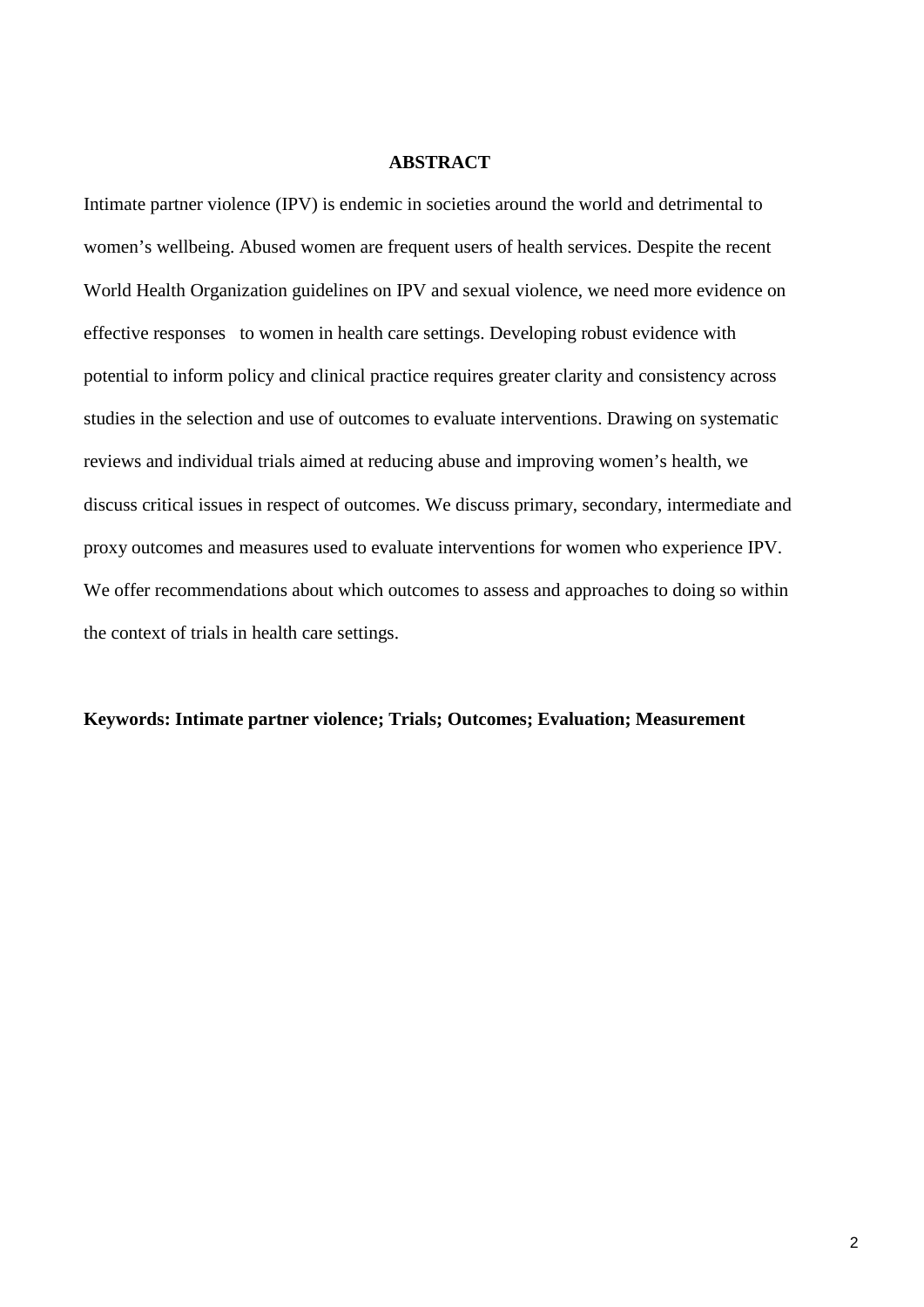## ABSTRACT

Intimate partner violence (IPV) is endemic in societies around the world and detrimental to women's wellbeing. Abused women are frequent users of health services. Despite the recent World Health Organization guidelines on IPV and sexual violence, we need more evidence on effective responses to women in health care settings. Developing robust evidence with potential to inform policy and clinical practice requires greater clarity and consistency across studies in the selection and use of outcomes to evaluate interventions. Drawing on systematic reviews and individual trials aimed at reducing abuse and improving women's health, we discuss critical issues in respect of outcomes. We discuss primary, secondary, intermediate and proxy outcomes and measures used to evaluate interventions for women who experience IPV. We offer recommendations about which outcomes to assess and approaches to doing so within the context of trials in health care settings.

**Keywords: Intimate partner violence; Trials; Outcomes; Evaluation; Measurement**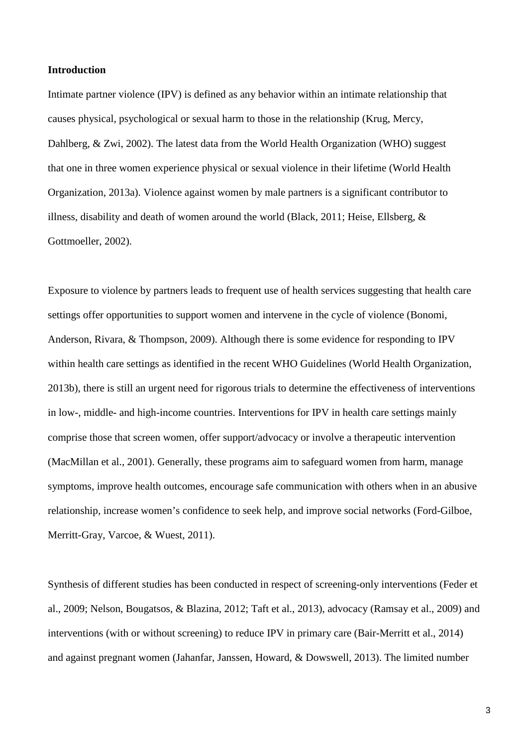## Introduction

Intimate partner violence (IPV) is defined as any behavior within an intimate relationship that causes physical, psychological or sexual harm to those in the relationship (Krug, Mercy, Dahlberg, & Zwi, 2002). The latest data from the World Health Organization (WHO) suggest that one in three women experience physical or sexual violence in their lifetime (World Health Organization, 2013a). Violence against women by male partners is a significant contributor to illness, disability and death of women around the world (Black, 2011; Heise, Ellsberg, & Gottmoeller, 2002).

Exposure to violence by partners leads to frequent use of health services suggesting that health care settings offer opportunities to support women and intervene in the cycle of violence (Bonomi, Anderson, Rivara, & Thompson, 2009). Although there is some evidence for responding to IPV within health care settings as identified in the recent WHO Guidelines (World Health Organization, 2013b), there is still an urgent need for rigorous trials to determine the effectiveness of interventions in low-, middle- and high-income countries. Interventions for IPV in health care settings mainly comprise those that screen women, offer support/advocacy or involve a therapeutic intervention (MacMillan et al., 2001). Generally, these programs aim to safeguard women from harm, manage symptoms, improve health outcomes, encourage safe communication with others when in an abusive relationship, increase women's confidence to seek help, and improve social networks (Ford-Gilboe, Merritt-Gray, Varcoe, & Wuest, 2011).

Synthesis of different studies has been conducted in respect of screening-only interventions (Feder et al., 2009; Nelson, Bougatsos, & Blazina, 2012; Taft et al., 2013), advocacy (Ramsay et al., 2009) and interventions (with or without screening) to reduce IPV in primary care (Bair-Merritt et al., 2014) and against pregnant women (Jahanfar, Janssen, Howard, & Dowswell, 2013). The limited number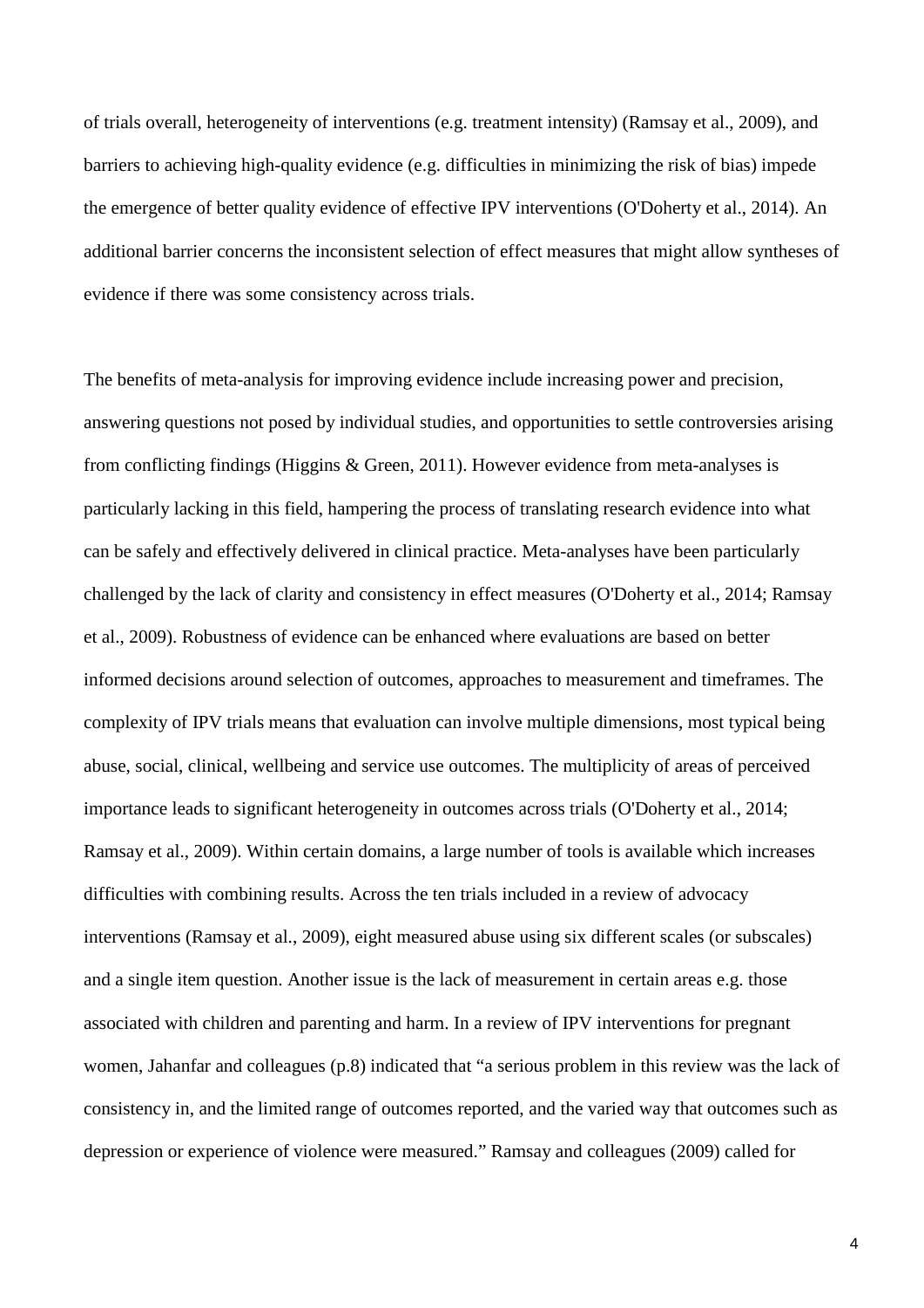of trials overall, heterogeneity of interventions (e.g. treatment intensity) (Ramsay et al., 2009), and barriers to achieving high-quality evidence (e.g. difficulties in minimizing the risk of bias) impede the emergence of better quality evidence of effective IPV interventions (O'Doherty et al., 2014). An additional barrier concerns the inconsistent selection of effect measures that might allow syntheses of evidence if there was some consistency across trials.

The benefits of meta-analysis for improving evidence include increasing power and precision, answering questions not posed by individual studies, and opportunities to settle controversies arising from conflicting findings (Higgins & Green, 2011). However evidence from meta-analyses is particularly lacking in this field, hampering the process of translating research evidence into what can be safely and effectively delivered in clinical practice. Meta-analyses have been particularly challenged by the lack of clarity and consistency in effect measures (O'Doherty et al., 2014; Ramsay et al., 2009). Robustness of evidence can be enhanced where evaluations are based on better informed decisions around selection of outcomes, approaches to measurement and timeframes. The complexity of IPV trials means that evaluation can involve multiple dimensions, most typical being abuse, social, clinical, wellbeing and service use outcomes. The multiplicity of areas of perceived importance leads to significant heterogeneity in outcomes across trials (O'Doherty et al., 2014; Ramsay et al., 2009). Within certain domains, a large number of tools is available which increases difficulties with combining results. Across the ten trials included in a review of advocacy interventions (Ramsay et al., 2009), eight measured abuse using six different scales (or subscales) and a single item question. Another issue is the lack of measurement in certain areas e.g. those associated with children and parenting and harm. In a review of IPV interventions for pregnant women, Jahanfar and colleagues (p.8) indicated that "a serious problem in this review was the lack of consistency in, and the limited range of outcomes reported, and the varied way that outcomes such as depression or experience of violence were measured." Ramsay and colleagues (2009) called for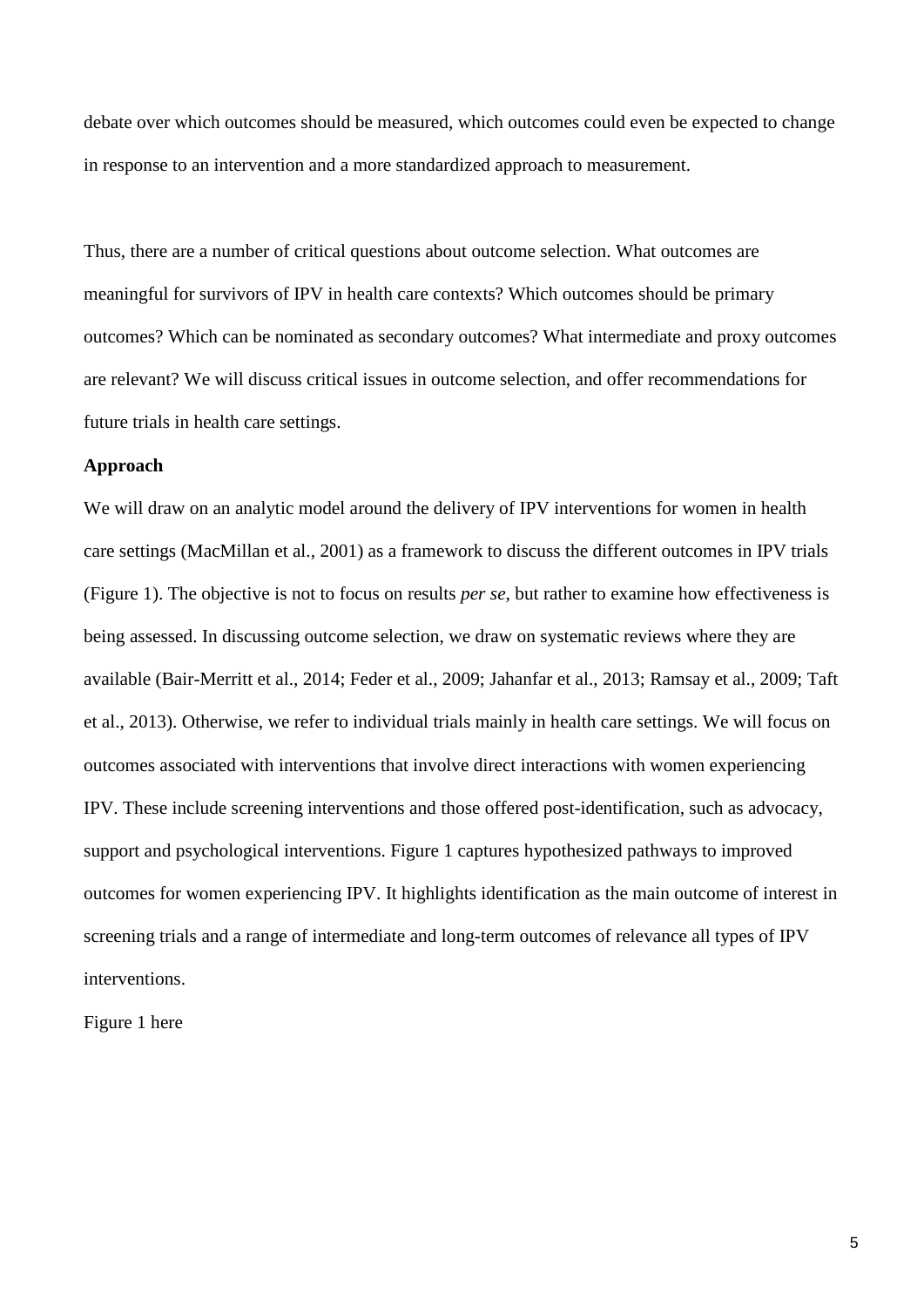debate over which outcomes should be measured, which outcomes could even be expected to change in response to an intervention and a more standardized approach to measurement.

Thus, there are a number of critical questions about outcome selection. What outcomes are meaningful for survivors of IPV in health care contexts? Which outcomes should be primary outcomes? Which can be nominated as secondary outcomes? What intermediate and proxy outcomes are relevant? We will discuss critical issues in outcome selection, and offer recommendations for future trials in health care settings.

**Approach**

We will draw on an analytic model around the delivery of IPV interventions for women in health care settings (MacMillan et al., 2001) as a framework to discuss the different outcomes in IPV trials (Figure 1). The objective is not to focus on results *per se*, but rather to examine how effectiveness is being assessed. In discussing outcome selection, we draw on systematic reviews where they are available (Bair-Merritt et al., 2014; Feder et al., 2009; Jahanfar et al., 2013; Ramsay et al., 2009; Taft et al., 2013). Otherwise, we refer to individual trials mainly in health care settings. We will focus on outcomes associated with interventions that involve direct interactions with women experiencing IPV. These include screening interventions and those offered post-identification, such as advocacy, support and psychological interventions. Figure 1 captures hypothesized pathways to improved outcomes for women experiencing IPV. It highlights identification as the main outcome of interest in screening trials and a range of intermediate and long-term outcomes of relevance all types of IPV interventions.

Figure 1 here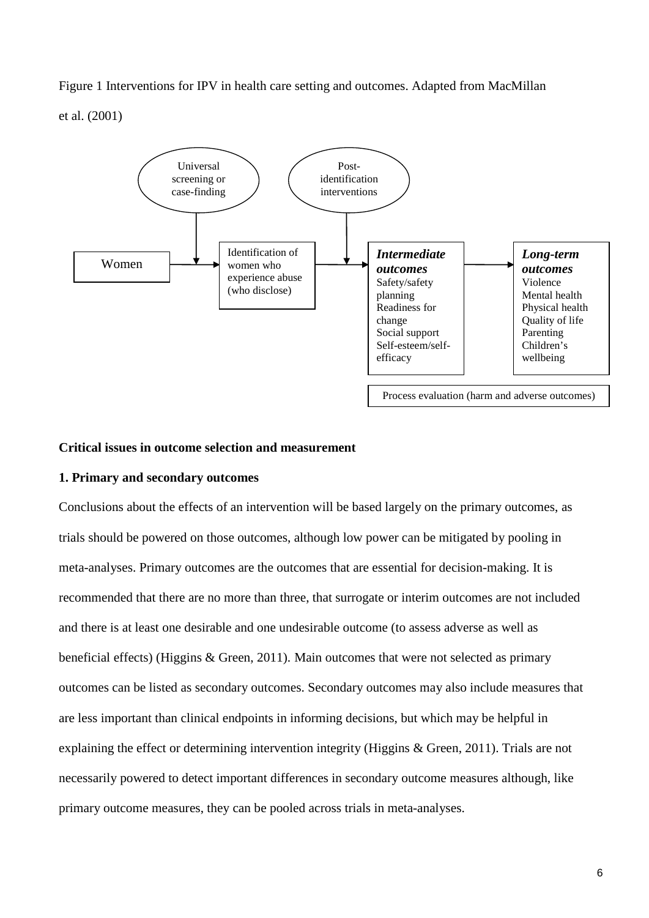Figure 1 Interventions for IPV in health care setting and outcomes. Adapted from MacMillan et al. (2001)

Universal screening or case-finding

Post-identification interventions

Women

Identification of women who experience abuse (who disclose)

***Intermediate outcomes***
Safety/safety planning
Readiness for change
Social support
Self-esteem/self-efficacy

***Long-term outcomes***
Violence
Mental health
Physical health
Quality of life
Parenting
Children's wellbeing

Process evaluation (harm and adverse outcomes)

**Critical issues in outcome selection and measurement**

**1. Primary and secondary outcomes**

Conclusions about the effects of an intervention will be based largely on the primary outcomes, as trials should be powered on those outcomes, although low power can be mitigated by pooling in meta-analyses. Primary outcomes are the outcomes that are essential for decision-making. It is recommended that there are no more than three, that surrogate or interim outcomes are not included and there is at least one desirable and one undesirable outcome (to assess adverse as well as beneficial effects) (Higgins & Green, 2011). Main outcomes that were not selected as primary outcomes can be listed as secondary outcomes. Secondary outcomes may also include measures that are less important than clinical endpoints in informing decisions, but which may be helpful in explaining the effect or determining intervention integrity (Higgins & Green, 2011). Trials are not necessarily powered to detect important differences in secondary outcome measures although, like primary outcome measures, they can be pooled across trials in meta-analyses.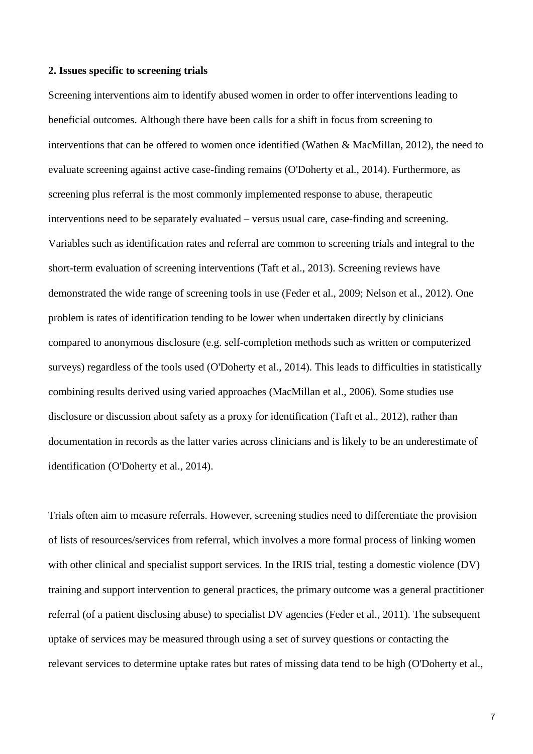## 2. Issues specific to screening trials

Screening interventions aim to identify abused women in order to offer interventions leading to beneficial outcomes. Although there have been calls for a shift in focus from screening to interventions that can be offered to women once identified (Wathen & MacMillan, 2012), the need to evaluate screening against active case-finding remains (O'Doherty et al., 2014). Furthermore, as screening plus referral is the most commonly implemented response to abuse, therapeutic interventions need to be separately evaluated – versus usual care, case-finding and screening. Variables such as identification rates and referral are common to screening trials and integral to the short-term evaluation of screening interventions (Taft et al., 2013). Screening reviews have demonstrated the wide range of screening tools in use (Feder et al., 2009; Nelson et al., 2012). One problem is rates of identification tending to be lower when undertaken directly by clinicians compared to anonymous disclosure (e.g. self-completion methods such as written or computerized surveys) regardless of the tools used (O'Doherty et al., 2014). This leads to difficulties in statistically combining results derived using varied approaches (MacMillan et al., 2006). Some studies use disclosure or discussion about safety as a proxy for identification (Taft et al., 2012), rather than documentation in records as the latter varies across clinicians and is likely to be an underestimate of identification (O'Doherty et al., 2014).

Trials often aim to measure referrals. However, screening studies need to differentiate the provision of lists of resources/services from referral, which involves a more formal process of linking women with other clinical and specialist support services. In the IRIS trial, testing a domestic violence (DV) training and support intervention to general practices, the primary outcome was a general practitioner referral (of a patient disclosing abuse) to specialist DV agencies (Feder et al., 2011). The subsequent uptake of services may be measured through using a set of survey questions or contacting the relevant services to determine uptake rates but rates of missing data tend to be high (O'Doherty et al.,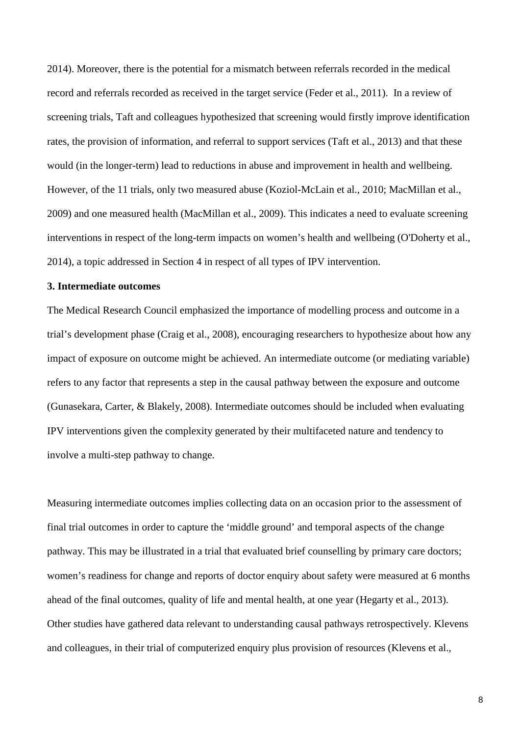2014). Moreover, there is the potential for a mismatch between referrals recorded in the medical record and referrals recorded as received in the target service (Feder et al., 2011). In a review of screening trials, Taft and colleagues hypothesized that screening would firstly improve identification rates, the provision of information, and referral to support services (Taft et al., 2013) and that these would (in the longer-term) lead to reductions in abuse and improvement in health and wellbeing. However, of the 11 trials, only two measured abuse (Koziol-McLain et al., 2010; MacMillan et al., 2009) and one measured health (MacMillan et al., 2009). This indicates a need to evaluate screening interventions in respect of the long-term impacts on women's health and wellbeing (O'Doherty et al., 2014), a topic addressed in Section 4 in respect of all types of IPV intervention.

**3. Intermediate outcomes**

The Medical Research Council emphasized the importance of modelling process and outcome in a trial's development phase (Craig et al., 2008), encouraging researchers to hypothesize about how any impact of exposure on outcome might be achieved. An intermediate outcome (or mediating variable) refers to any factor that represents a step in the causal pathway between the exposure and outcome (Gunasekara, Carter, & Blakely, 2008). Intermediate outcomes should be included when evaluating IPV interventions given the complexity generated by their multifaceted nature and tendency to involve a multi-step pathway to change.

Measuring intermediate outcomes implies collecting data on an occasion prior to the assessment of final trial outcomes in order to capture the 'middle ground' and temporal aspects of the change pathway. This may be illustrated in a trial that evaluated brief counselling by primary care doctors; women's readiness for change and reports of doctor enquiry about safety were measured at 6 months ahead of the final outcomes, quality of life and mental health, at one year (Hegarty et al., 2013). Other studies have gathered data relevant to understanding causal pathways retrospectively. Klevens and colleagues, in their trial of computerized enquiry plus provision of resources (Klevens et al.,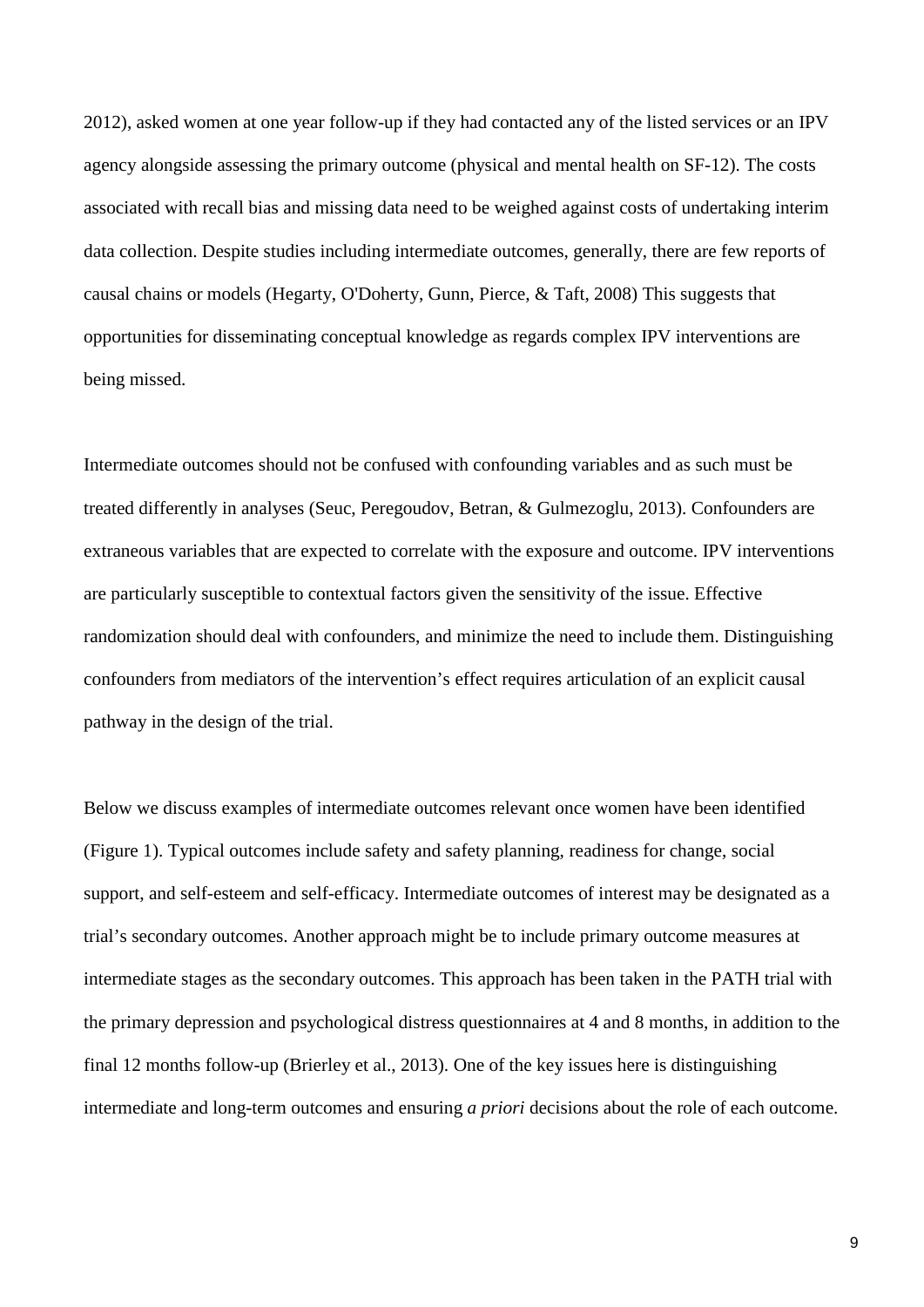2012), asked women at one year follow-up if they had contacted any of the listed services or an IPV agency alongside assessing the primary outcome (physical and mental health on SF-12). The costs associated with recall bias and missing data need to be weighed against costs of undertaking interim data collection. Despite studies including intermediate outcomes, generally, there are few reports of causal chains or models (Hegarty, O'Doherty, Gunn, Pierce, & Taft, 2008) This suggests that opportunities for disseminating conceptual knowledge as regards complex IPV interventions are being missed.

Intermediate outcomes should not be confused with confounding variables and as such must be treated differently in analyses (Seuc, Peregoudov, Betran, & Gulmezoglu, 2013). Confounders are extraneous variables that are expected to correlate with the exposure and outcome. IPV interventions are particularly susceptible to contextual factors given the sensitivity of the issue. Effective randomization should deal with confounders, and minimize the need to include them. Distinguishing confounders from mediators of the intervention's effect requires articulation of an explicit causal pathway in the design of the trial.

Below we discuss examples of intermediate outcomes relevant once women have been identified (Figure 1). Typical outcomes include safety and safety planning, readiness for change, social support, and self-esteem and self-efficacy. Intermediate outcomes of interest may be designated as a trial's secondary outcomes. Another approach might be to include primary outcome measures at intermediate stages as the secondary outcomes. This approach has been taken in the PATH trial with the primary depression and psychological distress questionnaires at 4 and 8 months, in addition to the final 12 months follow-up (Brierley et al., 2013). One of the key issues here is distinguishing intermediate and long-term outcomes and ensuring *a priori* decisions about the role of each outcome.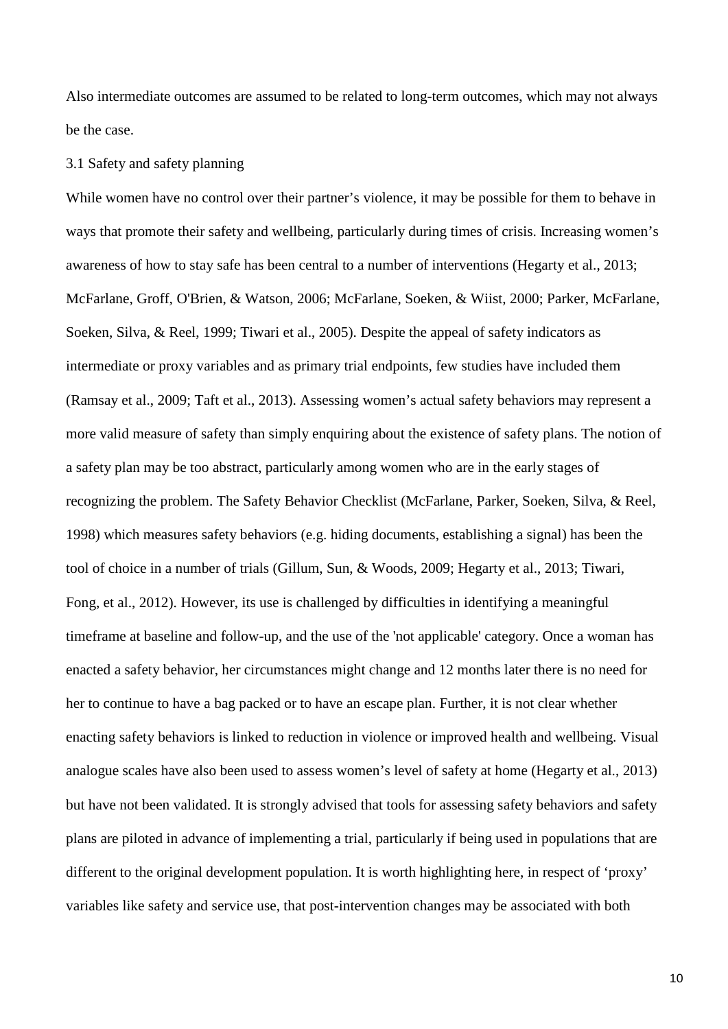Also intermediate outcomes are assumed to be related to long-term outcomes, which may not always be the case.

### 3.1 Safety and safety planning

While women have no control over their partner's violence, it may be possible for them to behave in ways that promote their safety and wellbeing, particularly during times of crisis. Increasing women's awareness of how to stay safe has been central to a number of interventions (Hegarty et al., 2013; McFarlane, Groff, O'Brien, & Watson, 2006; McFarlane, Soeken, & Wiist, 2000; Parker, McFarlane, Soeken, Silva, & Reel, 1999; Tiwari et al., 2005). Despite the appeal of safety indicators as intermediate or proxy variables and as primary trial endpoints, few studies have included them (Ramsay et al., 2009; Taft et al., 2013). Assessing women's actual safety behaviors may represent a more valid measure of safety than simply enquiring about the existence of safety plans. The notion of a safety plan may be too abstract, particularly among women who are in the early stages of recognizing the problem. The Safety Behavior Checklist (McFarlane, Parker, Soeken, Silva, & Reel, 1998) which measures safety behaviors (e.g. hiding documents, establishing a signal) has been the tool of choice in a number of trials (Gillum, Sun, & Woods, 2009; Hegarty et al., 2013; Tiwari, Fong, et al., 2012). However, its use is challenged by difficulties in identifying a meaningful timeframe at baseline and follow-up, and the use of the 'not applicable' category. Once a woman has enacted a safety behavior, her circumstances might change and 12 months later there is no need for her to continue to have a bag packed or to have an escape plan. Further, it is not clear whether enacting safety behaviors is linked to reduction in violence or improved health and wellbeing. Visual analogue scales have also been used to assess women's level of safety at home (Hegarty et al., 2013) but have not been validated. It is strongly advised that tools for assessing safety behaviors and safety plans are piloted in advance of implementing a trial, particularly if being used in populations that are different to the original development population. It is worth highlighting here, in respect of 'proxy' variables like safety and service use, that post-intervention changes may be associated with both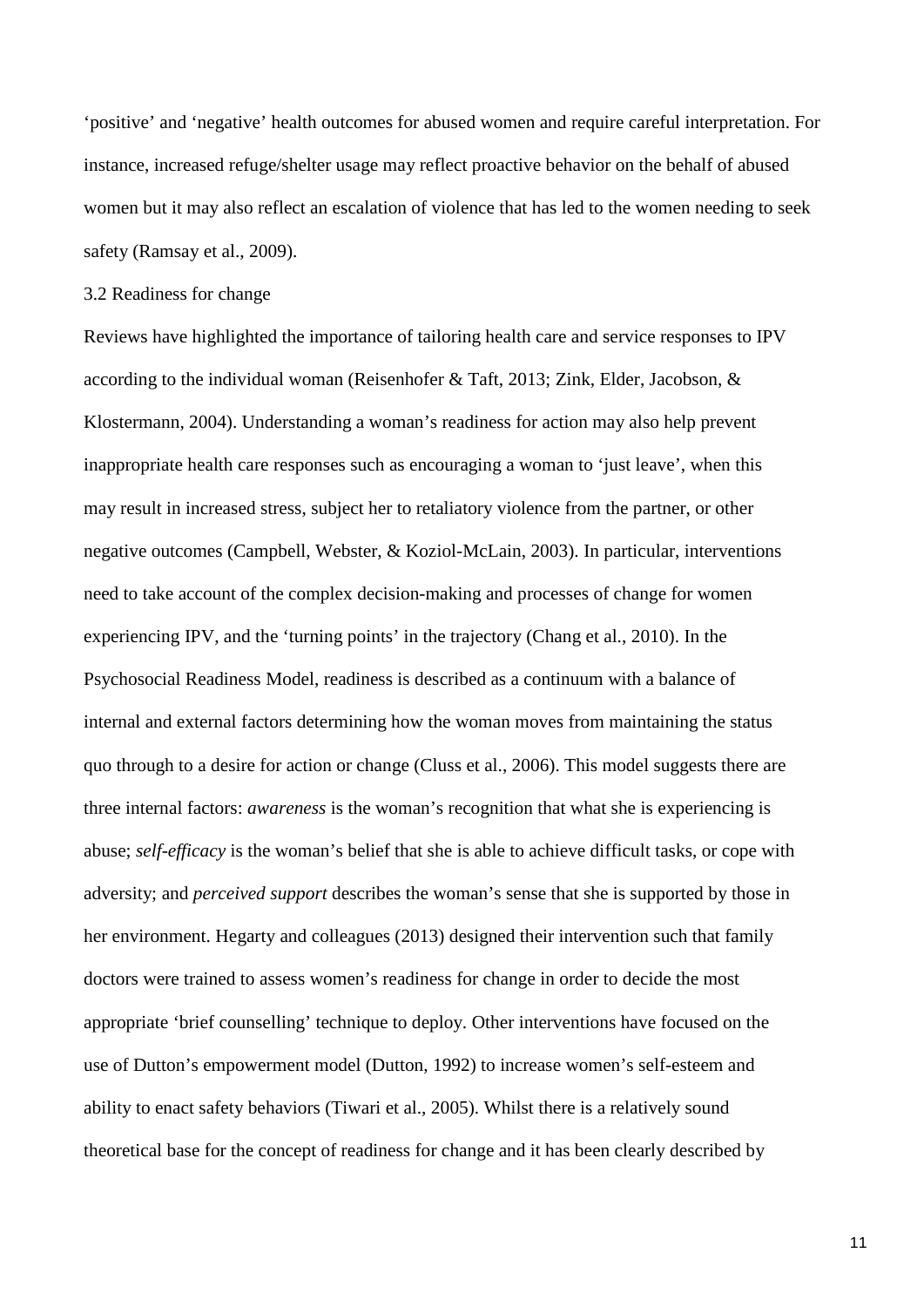'positive' and 'negative' health outcomes for abused women and require careful interpretation. For instance, increased refuge/shelter usage may reflect proactive behavior on the behalf of abused women but it may also reflect an escalation of violence that has led to the women needing to seek safety (Ramsay et al., 2009).

3.2 Readiness for change

Reviews have highlighted the importance of tailoring health care and service responses to IPV according to the individual woman (Reisenhofer & Taft, 2013; Zink, Elder, Jacobson, & Klostermann, 2004). Understanding a woman's readiness for action may also help prevent inappropriate health care responses such as encouraging a woman to 'just leave', when this may result in increased stress, subject her to retaliatory violence from the partner, or other negative outcomes (Campbell, Webster, & Koziol-McLain, 2003). In particular, interventions need to take account of the complex decision-making and processes of change for women experiencing IPV, and the 'turning points' in the trajectory (Chang et al., 2010). In the Psychosocial Readiness Model, readiness is described as a continuum with a balance of internal and external factors determining how the woman moves from maintaining the status quo through to a desire for action or change (Cluss et al., 2006). This model suggests there are three internal factors: *awareness* is the woman's recognition that what she is experiencing is abuse; *self-efficacy* is the woman's belief that she is able to achieve difficult tasks, or cope with adversity; and *perceived support* describes the woman's sense that she is supported by those in her environment. Hegarty and colleagues (2013) designed their intervention such that family doctors were trained to assess women's readiness for change in order to decide the most appropriate 'brief counselling' technique to deploy. Other interventions have focused on the use of Dutton's empowerment model (Dutton, 1992) to increase women's self-esteem and ability to enact safety behaviors (Tiwari et al., 2005). Whilst there is a relatively sound theoretical base for the concept of readiness for change and it has been clearly described by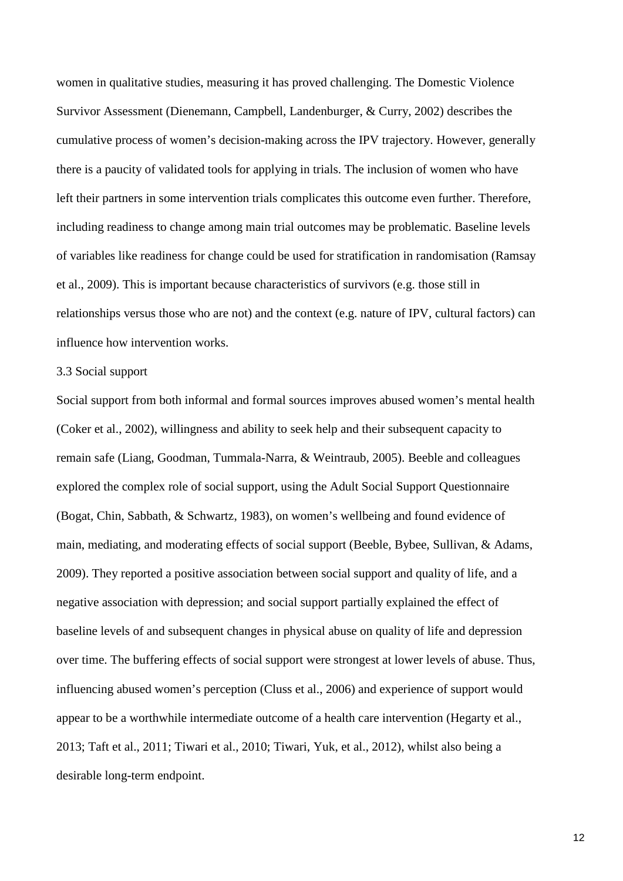women in qualitative studies, measuring it has proved challenging. The Domestic Violence Survivor Assessment (Dienemann, Campbell, Landenburger, & Curry, 2002) describes the cumulative process of women's decision-making across the IPV trajectory. However, generally there is a paucity of validated tools for applying in trials. The inclusion of women who have left their partners in some intervention trials complicates this outcome even further. Therefore, including readiness to change among main trial outcomes may be problematic. Baseline levels of variables like readiness for change could be used for stratification in randomisation (Ramsay et al., 2009). This is important because characteristics of survivors (e.g. those still in relationships versus those who are not) and the context (e.g. nature of IPV, cultural factors) can influence how intervention works.

### 3.3 Social support

Social support from both informal and formal sources improves abused women's mental health (Coker et al., 2002), willingness and ability to seek help and their subsequent capacity to remain safe (Liang, Goodman, Tummala-Narra, & Weintraub, 2005). Beeble and colleagues explored the complex role of social support, using the Adult Social Support Questionnaire (Bogat, Chin, Sabbath, & Schwartz, 1983), on women's wellbeing and found evidence of main, mediating, and moderating effects of social support (Beeble, Bybee, Sullivan, & Adams, 2009). They reported a positive association between social support and quality of life, and a negative association with depression; and social support partially explained the effect of baseline levels of and subsequent changes in physical abuse on quality of life and depression over time. The buffering effects of social support were strongest at lower levels of abuse. Thus, influencing abused women's perception (Cluss et al., 2006) and experience of support would appear to be a worthwhile intermediate outcome of a health care intervention (Hegarty et al., 2013; Taft et al., 2011; Tiwari et al., 2010; Tiwari, Yuk, et al., 2012), whilst also being a desirable long-term endpoint.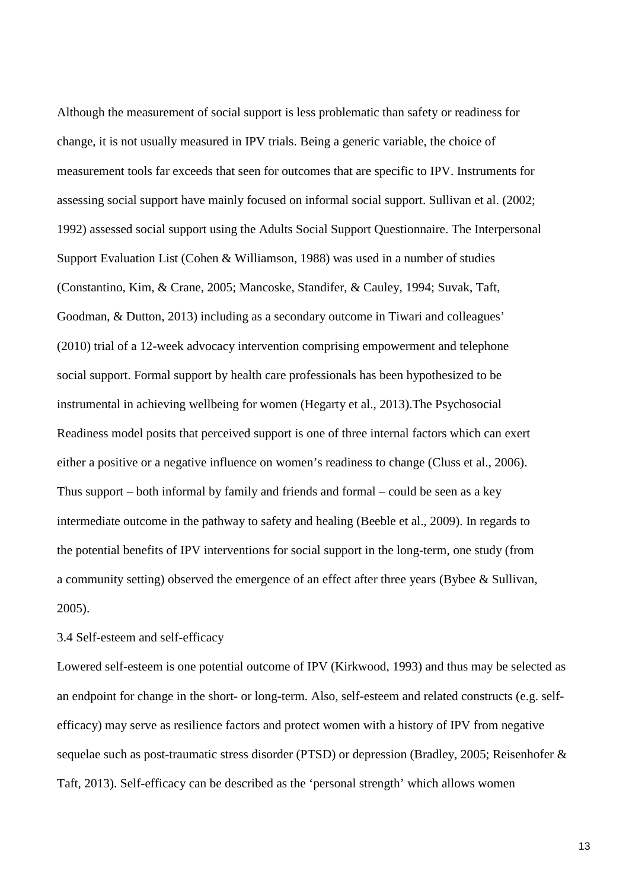Although the measurement of social support is less problematic than safety or readiness for change, it is not usually measured in IPV trials. Being a generic variable, the choice of measurement tools far exceeds that seen for outcomes that are specific to IPV. Instruments for assessing social support have mainly focused on informal social support. Sullivan et al. (2002; 1992) assessed social support using the Adults Social Support Questionnaire. The Interpersonal Support Evaluation List (Cohen & Williamson, 1988) was used in a number of studies (Constantino, Kim, & Crane, 2005; Mancoske, Standifer, & Cauley, 1994; Suvak, Taft, Goodman, & Dutton, 2013) including as a secondary outcome in Tiwari and colleagues' (2010) trial of a 12-week advocacy intervention comprising empowerment and telephone social support. Formal support by health care professionals has been hypothesized to be instrumental in achieving wellbeing for women (Hegarty et al., 2013).The Psychosocial Readiness model posits that perceived support is one of three internal factors which can exert either a positive or a negative influence on women's readiness to change (Cluss et al., 2006). Thus support – both informal by family and friends and formal – could be seen as a key intermediate outcome in the pathway to safety and healing (Beeble et al., 2009). In regards to the potential benefits of IPV interventions for social support in the long-term, one study (from a community setting) observed the emergence of an effect after three years (Bybee & Sullivan, 2005).

### 3.4 Self-esteem and self-efficacy

Lowered self-esteem is one potential outcome of IPV (Kirkwood, 1993) and thus may be selected as an endpoint for change in the short- or long-term. Also, self-esteem and related constructs (e.g. self-efficacy) may serve as resilience factors and protect women with a history of IPV from negative sequelae such as post-traumatic stress disorder (PTSD) or depression (Bradley, 2005; Reisenhofer & Taft, 2013). Self-efficacy can be described as the 'personal strength' which allows women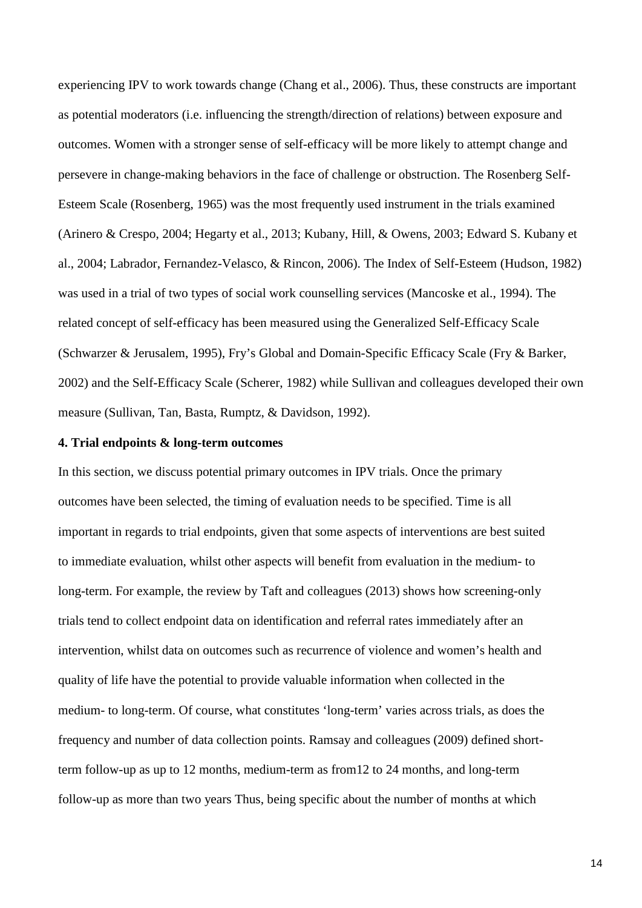experiencing IPV to work towards change (Chang et al., 2006). Thus, these constructs are important as potential moderators (i.e. influencing the strength/direction of relations) between exposure and outcomes. Women with a stronger sense of self-efficacy will be more likely to attempt change and persevere in change-making behaviors in the face of challenge or obstruction. The Rosenberg Self-Esteem Scale (Rosenberg, 1965) was the most frequently used instrument in the trials examined (Arinero & Crespo, 2004; Hegarty et al., 2013; Kubany, Hill, & Owens, 2003; Edward S. Kubany et al., 2004; Labrador, Fernandez-Velasco, & Rincon, 2006). The Index of Self-Esteem (Hudson, 1982) was used in a trial of two types of social work counselling services (Mancoske et al., 1994). The related concept of self-efficacy has been measured using the Generalized Self-Efficacy Scale (Schwarzer & Jerusalem, 1995), Fry's Global and Domain-Specific Efficacy Scale (Fry & Barker, 2002) and the Self-Efficacy Scale (Scherer, 1982) while Sullivan and colleagues developed their own measure (Sullivan, Tan, Basta, Rumptz, & Davidson, 1992).

**4. Trial endpoints & long-term outcomes**

In this section, we discuss potential primary outcomes in IPV trials. Once the primary outcomes have been selected, the timing of evaluation needs to be specified. Time is all important in regards to trial endpoints, given that some aspects of interventions are best suited to immediate evaluation, whilst other aspects will benefit from evaluation in the medium- to long-term. For example, the review by Taft and colleagues (2013) shows how screening-only trials tend to collect endpoint data on identification and referral rates immediately after an intervention, whilst data on outcomes such as recurrence of violence and women's health and quality of life have the potential to provide valuable information when collected in the medium- to long-term. Of course, what constitutes 'long-term' varies across trials, as does the frequency and number of data collection points. Ramsay and colleagues (2009) defined short-term follow-up as up to 12 months, medium-term as from12 to 24 months, and long-term follow-up as more than two years Thus, being specific about the number of months at which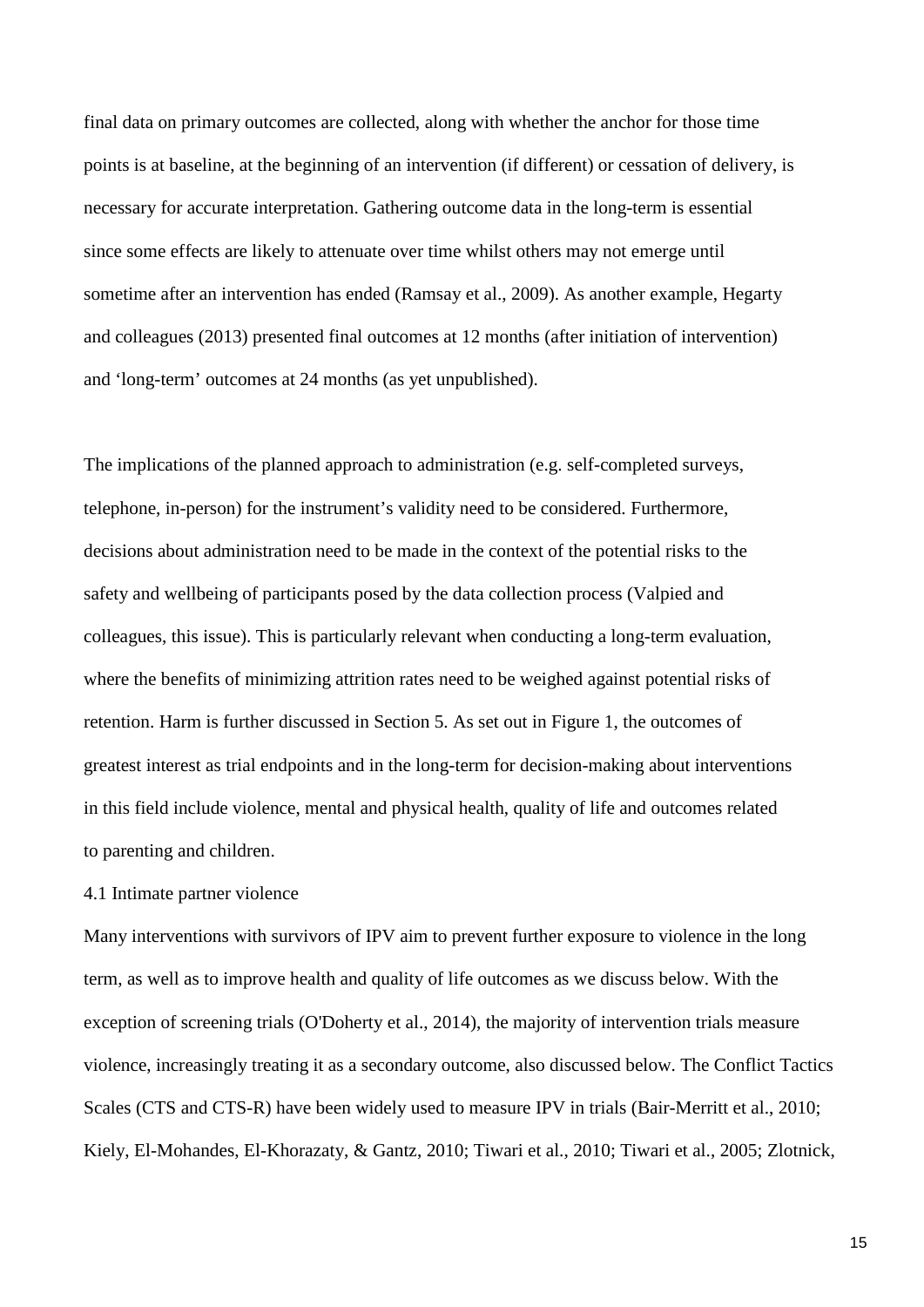final data on primary outcomes are collected, along with whether the anchor for those time points is at baseline, at the beginning of an intervention (if different) or cessation of delivery, is necessary for accurate interpretation. Gathering outcome data in the long-term is essential since some effects are likely to attenuate over time whilst others may not emerge until sometime after an intervention has ended (Ramsay et al., 2009). As another example, Hegarty and colleagues (2013) presented final outcomes at 12 months (after initiation of intervention) and 'long-term' outcomes at 24 months (as yet unpublished).

The implications of the planned approach to administration (e.g. self-completed surveys, telephone, in-person) for the instrument's validity need to be considered. Furthermore, decisions about administration need to be made in the context of the potential risks to the safety and wellbeing of participants posed by the data collection process (Valpied and colleagues, this issue). This is particularly relevant when conducting a long-term evaluation, where the benefits of minimizing attrition rates need to be weighed against potential risks of retention. Harm is further discussed in Section 5. As set out in Figure 1, the outcomes of greatest interest as trial endpoints and in the long-term for decision-making about interventions in this field include violence, mental and physical health, quality of life and outcomes related to parenting and children.

### 4.1 Intimate partner violence

Many interventions with survivors of IPV aim to prevent further exposure to violence in the long term, as well as to improve health and quality of life outcomes as we discuss below. With the exception of screening trials (O'Doherty et al., 2014), the majority of intervention trials measure violence, increasingly treating it as a secondary outcome, also discussed below. The Conflict Tactics Scales (CTS and CTS-R) have been widely used to measure IPV in trials (Bair-Merritt et al., 2010; Kiely, El-Mohandes, El-Khorazaty, & Gantz, 2010; Tiwari et al., 2010; Tiwari et al., 2005; Zlotnick,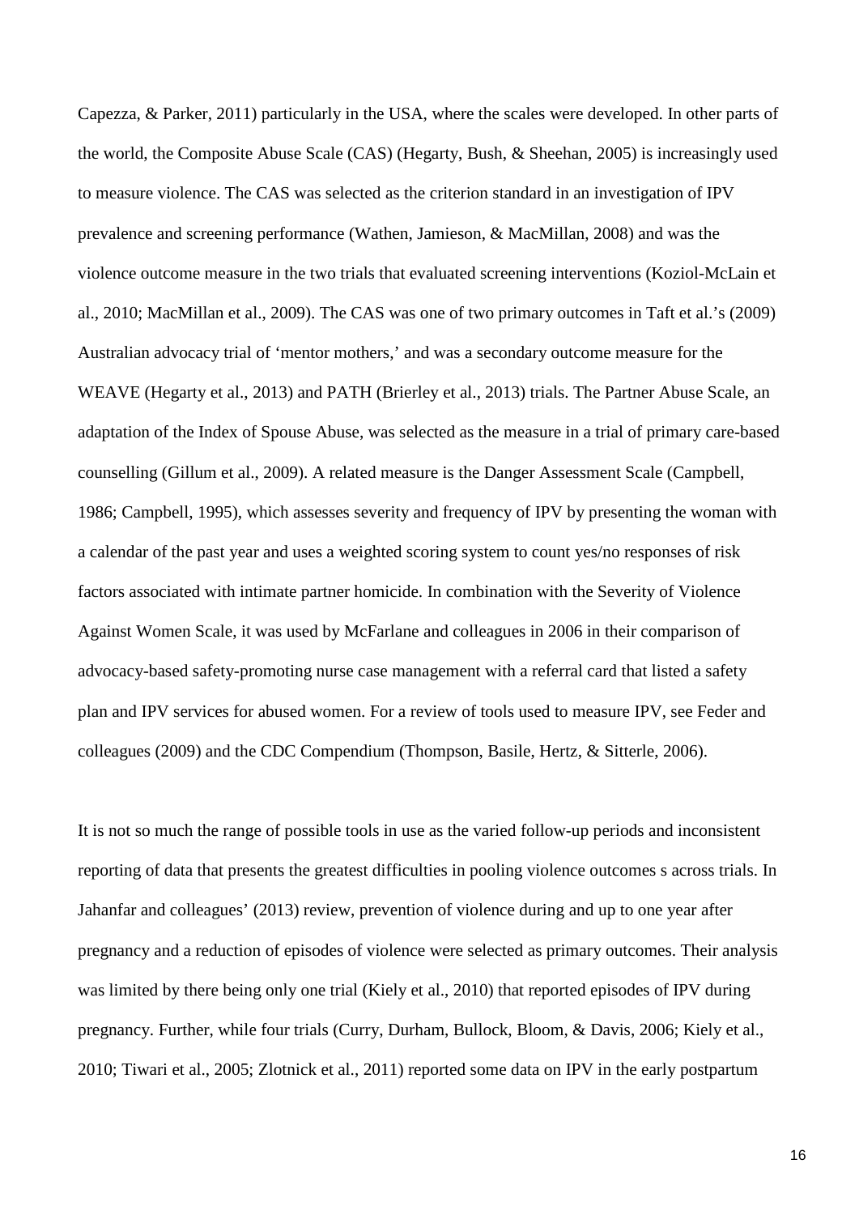Capezza, & Parker, 2011) particularly in the USA, where the scales were developed. In other parts of the world, the Composite Abuse Scale (CAS) (Hegarty, Bush, & Sheehan, 2005) is increasingly used to measure violence. The CAS was selected as the criterion standard in an investigation of IPV prevalence and screening performance (Wathen, Jamieson, & MacMillan, 2008) and was the violence outcome measure in the two trials that evaluated screening interventions (Koziol-McLain et al., 2010; MacMillan et al., 2009). The CAS was one of two primary outcomes in Taft et al.'s (2009) Australian advocacy trial of 'mentor mothers,' and was a secondary outcome measure for the WEAVE (Hegarty et al., 2013) and PATH (Brierley et al., 2013) trials. The Partner Abuse Scale, an adaptation of the Index of Spouse Abuse, was selected as the measure in a trial of primary care-based counselling (Gillum et al., 2009). A related measure is the Danger Assessment Scale (Campbell, 1986; Campbell, 1995), which assesses severity and frequency of IPV by presenting the woman with a calendar of the past year and uses a weighted scoring system to count yes/no responses of risk factors associated with intimate partner homicide. In combination with the Severity of Violence Against Women Scale, it was used by McFarlane and colleagues in 2006 in their comparison of advocacy-based safety-promoting nurse case management with a referral card that listed a safety plan and IPV services for abused women. For a review of tools used to measure IPV, see Feder and colleagues (2009) and the CDC Compendium (Thompson, Basile, Hertz, & Sitterle, 2006).

It is not so much the range of possible tools in use as the varied follow-up periods and inconsistent reporting of data that presents the greatest difficulties in pooling violence outcomes s across trials. In Jahanfar and colleagues' (2013) review, prevention of violence during and up to one year after pregnancy and a reduction of episodes of violence were selected as primary outcomes. Their analysis was limited by there being only one trial (Kiely et al., 2010) that reported episodes of IPV during pregnancy. Further, while four trials (Curry, Durham, Bullock, Bloom, & Davis, 2006; Kiely et al., 2010; Tiwari et al., 2005; Zlotnick et al., 2011) reported some data on IPV in the early postpartum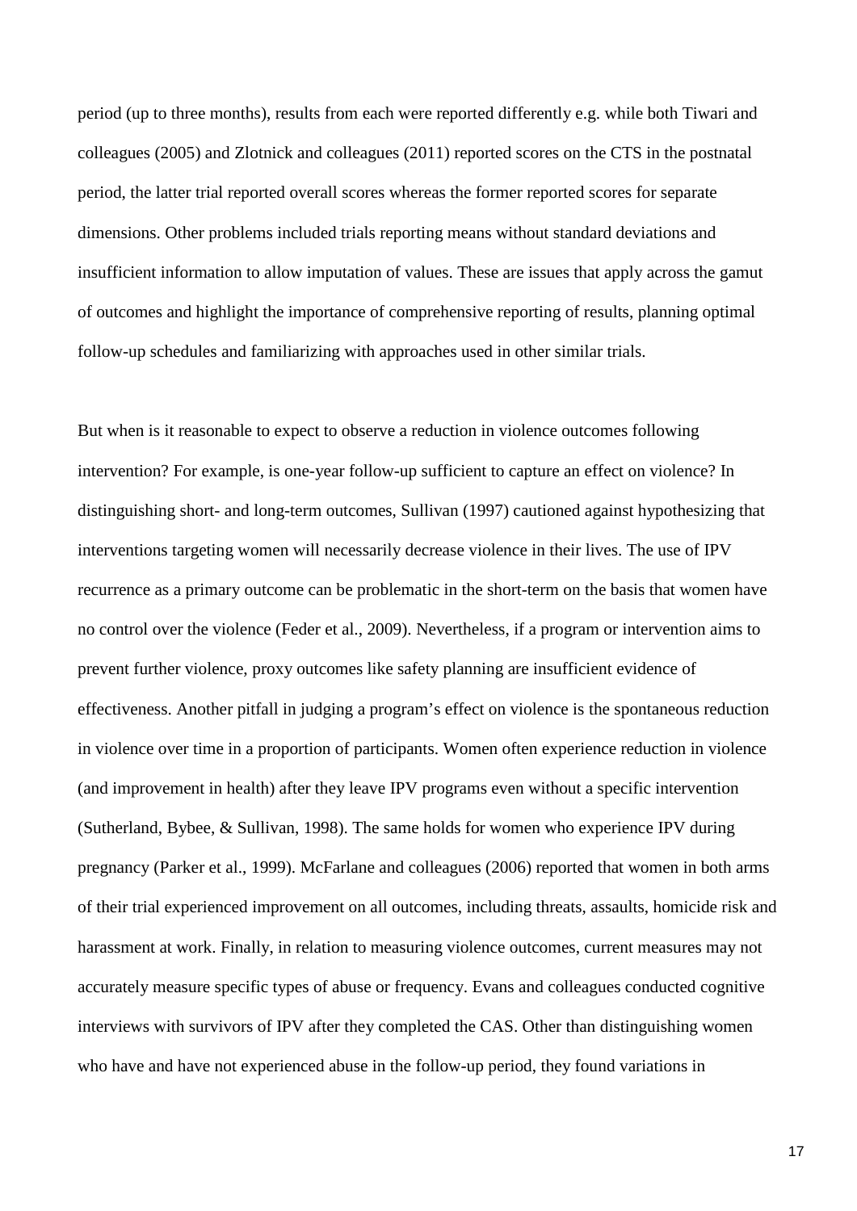period (up to three months), results from each were reported differently e.g. while both Tiwari and colleagues (2005) and Zlotnick and colleagues (2011) reported scores on the CTS in the postnatal period, the latter trial reported overall scores whereas the former reported scores for separate dimensions. Other problems included trials reporting means without standard deviations and insufficient information to allow imputation of values. These are issues that apply across the gamut of outcomes and highlight the importance of comprehensive reporting of results, planning optimal follow-up schedules and familiarizing with approaches used in other similar trials.

But when is it reasonable to expect to observe a reduction in violence outcomes following intervention? For example, is one-year follow-up sufficient to capture an effect on violence? In distinguishing short- and long-term outcomes, Sullivan (1997) cautioned against hypothesizing that interventions targeting women will necessarily decrease violence in their lives. The use of IPV recurrence as a primary outcome can be problematic in the short-term on the basis that women have no control over the violence (Feder et al., 2009). Nevertheless, if a program or intervention aims to prevent further violence, proxy outcomes like safety planning are insufficient evidence of effectiveness. Another pitfall in judging a program's effect on violence is the spontaneous reduction in violence over time in a proportion of participants. Women often experience reduction in violence (and improvement in health) after they leave IPV programs even without a specific intervention (Sutherland, Bybee, & Sullivan, 1998). The same holds for women who experience IPV during pregnancy (Parker et al., 1999). McFarlane and colleagues (2006) reported that women in both arms of their trial experienced improvement on all outcomes, including threats, assaults, homicide risk and harassment at work. Finally, in relation to measuring violence outcomes, current measures may not accurately measure specific types of abuse or frequency. Evans and colleagues conducted cognitive interviews with survivors of IPV after they completed the CAS. Other than distinguishing women who have and have not experienced abuse in the follow-up period, they found variations in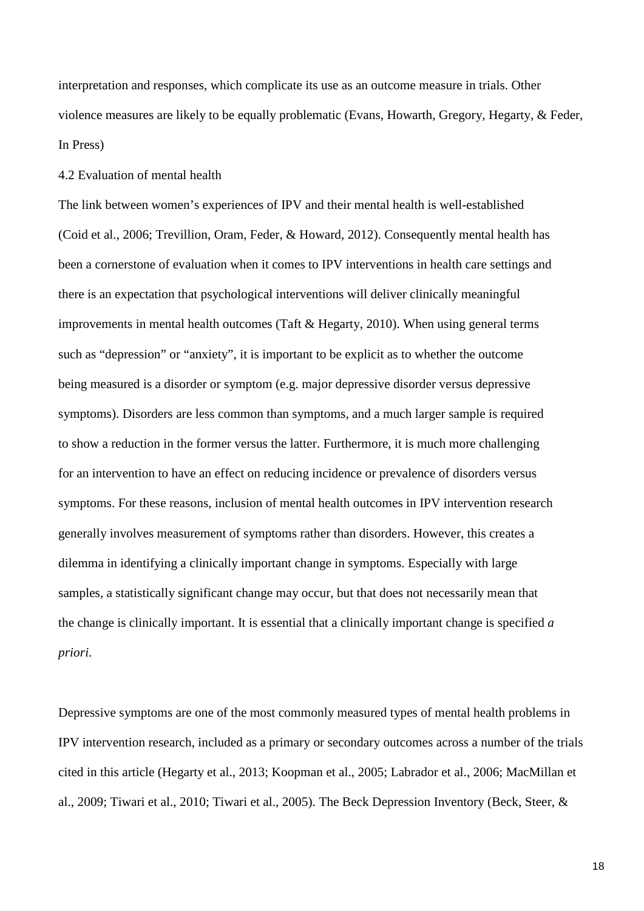interpretation and responses, which complicate its use as an outcome measure in trials. Other violence measures are likely to be equally problematic (Evans, Howarth, Gregory, Hegarty, & Feder, In Press)

### 4.2 Evaluation of mental health

The link between women's experiences of IPV and their mental health is well-established (Coid et al., 2006; Trevillion, Oram, Feder, & Howard, 2012). Consequently mental health has been a cornerstone of evaluation when it comes to IPV interventions in health care settings and there is an expectation that psychological interventions will deliver clinically meaningful improvements in mental health outcomes (Taft & Hegarty, 2010). When using general terms such as "depression" or "anxiety", it is important to be explicit as to whether the outcome being measured is a disorder or symptom (e.g. major depressive disorder versus depressive symptoms). Disorders are less common than symptoms, and a much larger sample is required to show a reduction in the former versus the latter. Furthermore, it is much more challenging for an intervention to have an effect on reducing incidence or prevalence of disorders versus symptoms. For these reasons, inclusion of mental health outcomes in IPV intervention research generally involves measurement of symptoms rather than disorders. However, this creates a dilemma in identifying a clinically important change in symptoms. Especially with large samples, a statistically significant change may occur, but that does not necessarily mean that the change is clinically important. It is essential that a clinically important change is specified *a priori*.

Depressive symptoms are one of the most commonly measured types of mental health problems in IPV intervention research, included as a primary or secondary outcomes across a number of the trials cited in this article (Hegarty et al., 2013; Koopman et al., 2005; Labrador et al., 2006; MacMillan et al., 2009; Tiwari et al., 2010; Tiwari et al., 2005). The Beck Depression Inventory (Beck, Steer, &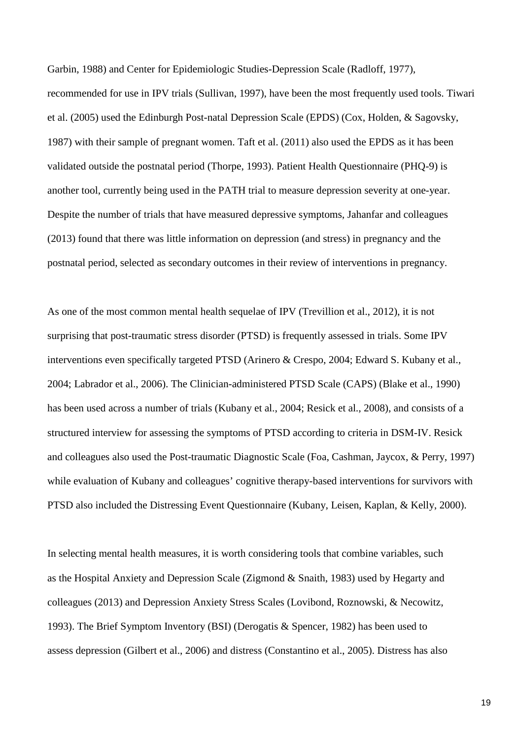Garbin, 1988) and Center for Epidemiologic Studies-Depression Scale (Radloff, 1977), recommended for use in IPV trials (Sullivan, 1997), have been the most frequently used tools. Tiwari et al. (2005) used the Edinburgh Post-natal Depression Scale (EPDS) (Cox, Holden, & Sagovsky, 1987) with their sample of pregnant women. Taft et al. (2011) also used the EPDS as it has been validated outside the postnatal period (Thorpe, 1993). Patient Health Questionnaire (PHQ-9) is another tool, currently being used in the PATH trial to measure depression severity at one-year. Despite the number of trials that have measured depressive symptoms, Jahanfar and colleagues (2013) found that there was little information on depression (and stress) in pregnancy and the postnatal period, selected as secondary outcomes in their review of interventions in pregnancy.

As one of the most common mental health sequelae of IPV (Trevillion et al., 2012), it is not surprising that post-traumatic stress disorder (PTSD) is frequently assessed in trials. Some IPV interventions even specifically targeted PTSD (Arinero & Crespo, 2004; Edward S. Kubany et al., 2004; Labrador et al., 2006). The Clinician-administered PTSD Scale (CAPS) (Blake et al., 1990) has been used across a number of trials (Kubany et al., 2004; Resick et al., 2008), and consists of a structured interview for assessing the symptoms of PTSD according to criteria in DSM-IV. Resick and colleagues also used the Post-traumatic Diagnostic Scale (Foa, Cashman, Jaycox, & Perry, 1997) while evaluation of Kubany and colleagues' cognitive therapy-based interventions for survivors with PTSD also included the Distressing Event Questionnaire (Kubany, Leisen, Kaplan, & Kelly, 2000).

In selecting mental health measures, it is worth considering tools that combine variables, such as the Hospital Anxiety and Depression Scale (Zigmond & Snaith, 1983) used by Hegarty and colleagues (2013) and Depression Anxiety Stress Scales (Lovibond, Roznowski, & Necowitz, 1993). The Brief Symptom Inventory (BSI) (Derogatis & Spencer, 1982) has been used to assess depression (Gilbert et al., 2006) and distress (Constantino et al., 2005). Distress has also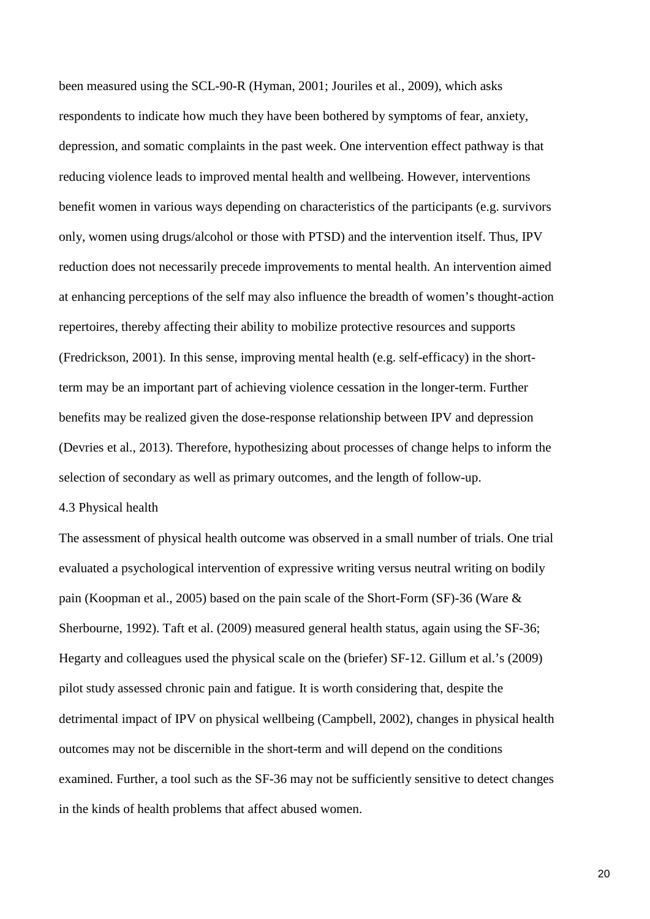been measured using the SCL-90-R (Hyman, 2001; Jouriles et al., 2009), which asks respondents to indicate how much they have been bothered by symptoms of fear, anxiety, depression, and somatic complaints in the past week. One intervention effect pathway is that reducing violence leads to improved mental health and wellbeing. However, interventions benefit women in various ways depending on characteristics of the participants (e.g. survivors only, women using drugs/alcohol or those with PTSD) and the intervention itself. Thus, IPV reduction does not necessarily precede improvements to mental health. An intervention aimed at enhancing perceptions of the self may also influence the breadth of women's thought-action repertoires, thereby affecting their ability to mobilize protective resources and supports (Fredrickson, 2001). In this sense, improving mental health (e.g. self-efficacy) in the short-term may be an important part of achieving violence cessation in the longer-term. Further benefits may be realized given the dose-response relationship between IPV and depression (Devries et al., 2013). Therefore, hypothesizing about processes of change helps to inform the selection of secondary as well as primary outcomes, and the length of follow-up.

### 4.3 Physical health

The assessment of physical health outcome was observed in a small number of trials. One trial evaluated a psychological intervention of expressive writing versus neutral writing on bodily pain (Koopman et al., 2005) based on the pain scale of the Short-Form (SF)-36 (Ware & Sherbourne, 1992). Taft et al. (2009) measured general health status, again using the SF-36; Hegarty and colleagues used the physical scale on the (briefer) SF-12. Gillum et al.'s (2009) pilot study assessed chronic pain and fatigue. It is worth considering that, despite the detrimental impact of IPV on physical wellbeing (Campbell, 2002), changes in physical health outcomes may not be discernible in the short-term and will depend on the conditions examined. Further, a tool such as the SF-36 may not be sufficiently sensitive to detect changes in the kinds of health problems that affect abused women.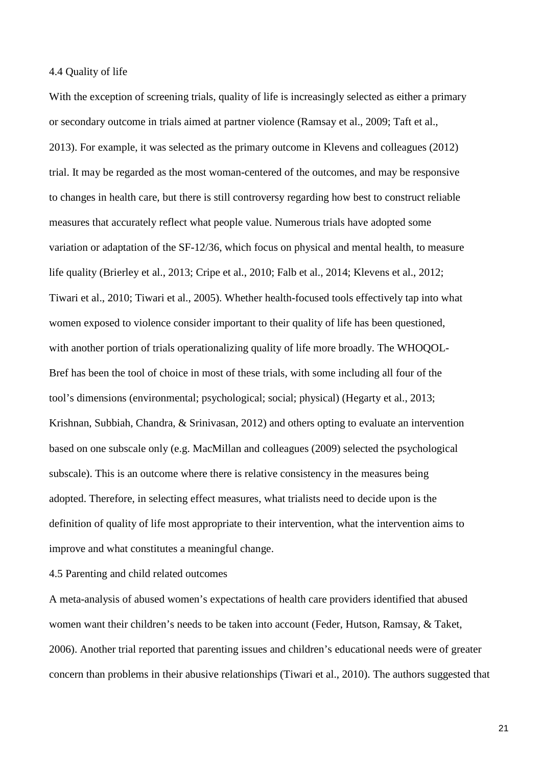### 4.4 Quality of life

With the exception of screening trials, quality of life is increasingly selected as either a primary or secondary outcome in trials aimed at partner violence (Ramsay et al., 2009; Taft et al., 2013). For example, it was selected as the primary outcome in Klevens and colleagues (2012) trial. It may be regarded as the most woman-centered of the outcomes, and may be responsive to changes in health care, but there is still controversy regarding how best to construct reliable measures that accurately reflect what people value. Numerous trials have adopted some variation or adaptation of the SF-12/36, which focus on physical and mental health, to measure life quality (Brierley et al., 2013; Cripe et al., 2010; Falb et al., 2014; Klevens et al., 2012; Tiwari et al., 2010; Tiwari et al., 2005). Whether health-focused tools effectively tap into what women exposed to violence consider important to their quality of life has been questioned, with another portion of trials operationalizing quality of life more broadly. The WHOQOL-Bref has been the tool of choice in most of these trials, with some including all four of the tool's dimensions (environmental; psychological; social; physical) (Hegarty et al., 2013; Krishnan, Subbiah, Chandra, & Srinivasan, 2012) and others opting to evaluate an intervention based on one subscale only (e.g. MacMillan and colleagues (2009) selected the psychological subscale). This is an outcome where there is relative consistency in the measures being adopted. Therefore, in selecting effect measures, what trialists need to decide upon is the definition of quality of life most appropriate to their intervention, what the intervention aims to improve and what constitutes a meaningful change.

### 4.5 Parenting and child related outcomes

A meta-analysis of abused women's expectations of health care providers identified that abused women want their children's needs to be taken into account (Feder, Hutson, Ramsay, & Taket, 2006). Another trial reported that parenting issues and children's educational needs were of greater concern than problems in their abusive relationships (Tiwari et al., 2010). The authors suggested that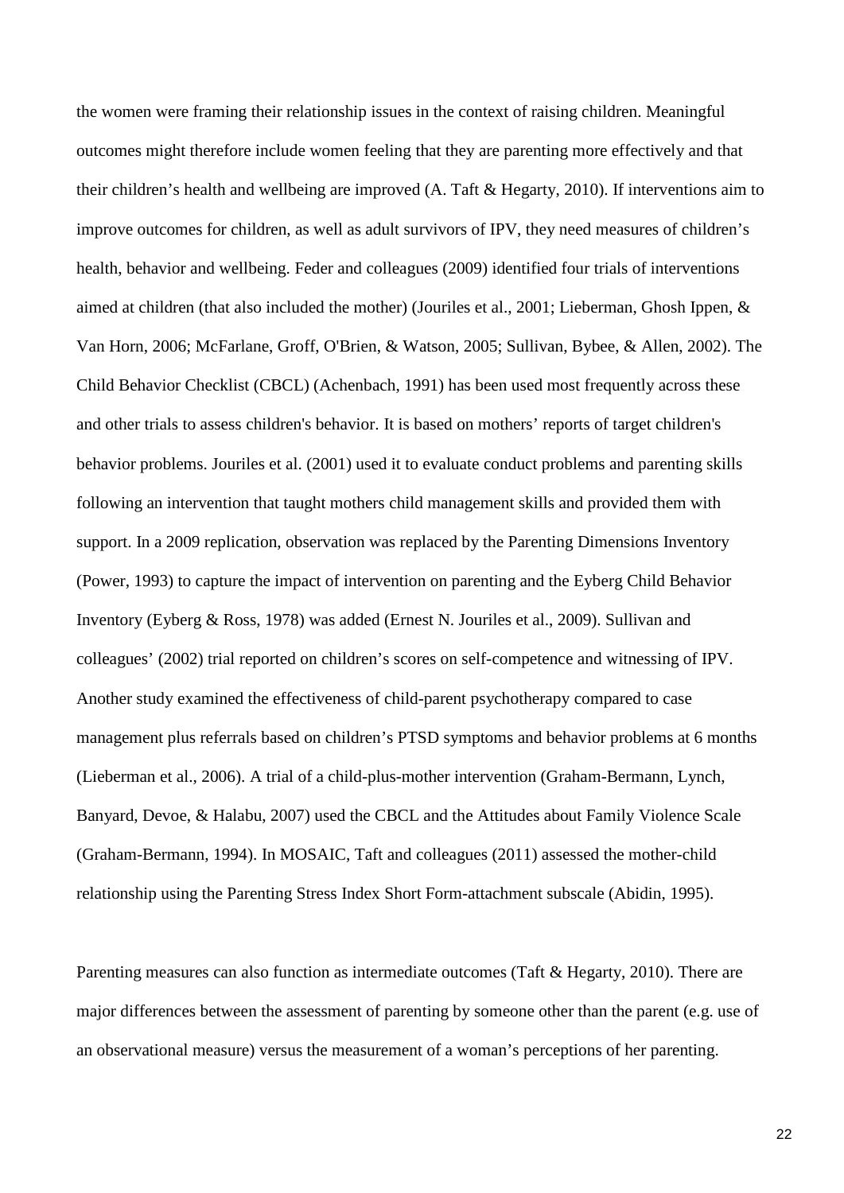the women were framing their relationship issues in the context of raising children. Meaningful outcomes might therefore include women feeling that they are parenting more effectively and that their children's health and wellbeing are improved (A. Taft & Hegarty, 2010). If interventions aim to improve outcomes for children, as well as adult survivors of IPV, they need measures of children's health, behavior and wellbeing. Feder and colleagues (2009) identified four trials of interventions aimed at children (that also included the mother) (Jouriles et al., 2001; Lieberman, Ghosh Ippen, & Van Horn, 2006; McFarlane, Groff, O'Brien, & Watson, 2005; Sullivan, Bybee, & Allen, 2002). The Child Behavior Checklist (CBCL) (Achenbach, 1991) has been used most frequently across these and other trials to assess children's behavior. It is based on mothers' reports of target children's behavior problems. Jouriles et al. (2001) used it to evaluate conduct problems and parenting skills following an intervention that taught mothers child management skills and provided them with support. In a 2009 replication, observation was replaced by the Parenting Dimensions Inventory (Power, 1993) to capture the impact of intervention on parenting and the Eyberg Child Behavior Inventory (Eyberg & Ross, 1978) was added (Ernest N. Jouriles et al., 2009). Sullivan and colleagues' (2002) trial reported on children's scores on self-competence and witnessing of IPV. Another study examined the effectiveness of child-parent psychotherapy compared to case management plus referrals based on children's PTSD symptoms and behavior problems at 6 months (Lieberman et al., 2006). A trial of a child-plus-mother intervention (Graham-Bermann, Lynch, Banyard, Devoe, & Halabu, 2007) used the CBCL and the Attitudes about Family Violence Scale (Graham-Bermann, 1994). In MOSAIC, Taft and colleagues (2011) assessed the mother-child relationship using the Parenting Stress Index Short Form-attachment subscale (Abidin, 1995).

Parenting measures can also function as intermediate outcomes (Taft & Hegarty, 2010). There are major differences between the assessment of parenting by someone other than the parent (e.g. use of an observational measure) versus the measurement of a woman's perceptions of her parenting.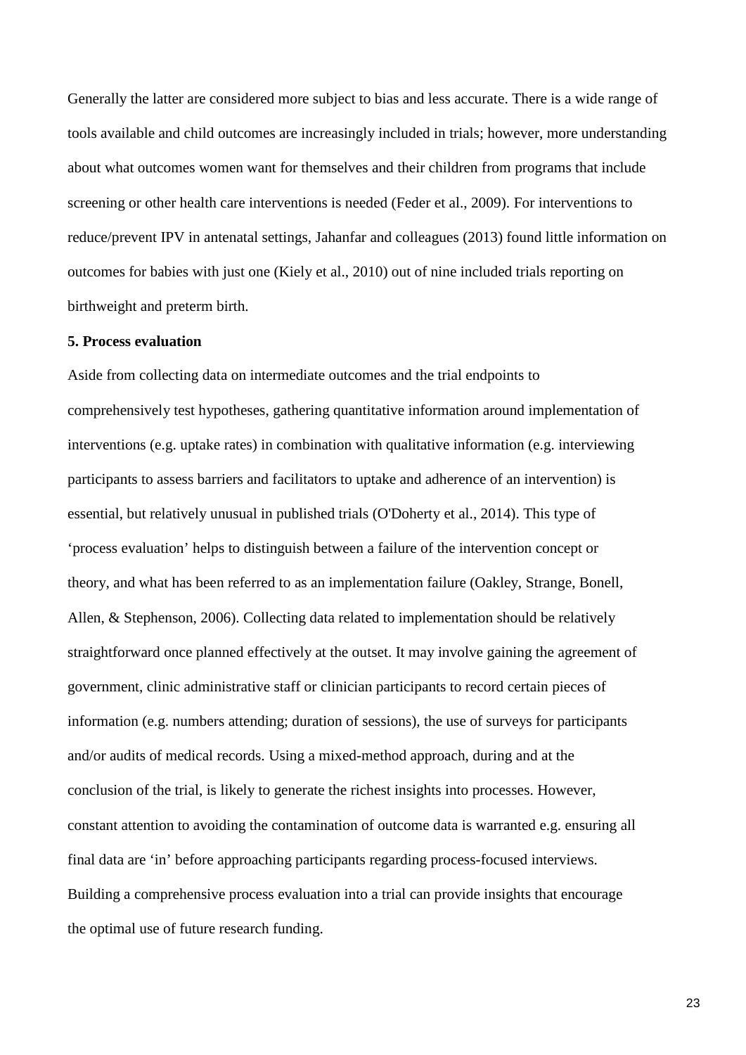Generally the latter are considered more subject to bias and less accurate. There is a wide range of tools available and child outcomes are increasingly included in trials; however, more understanding about what outcomes women want for themselves and their children from programs that include screening or other health care interventions is needed (Feder et al., 2009). For interventions to reduce/prevent IPV in antenatal settings, Jahanfar and colleagues (2013) found little information on outcomes for babies with just one (Kiely et al., 2010) out of nine included trials reporting on birthweight and preterm birth.

**5. Process evaluation**

Aside from collecting data on intermediate outcomes and the trial endpoints to comprehensively test hypotheses, gathering quantitative information around implementation of interventions (e.g. uptake rates) in combination with qualitative information (e.g. interviewing participants to assess barriers and facilitators to uptake and adherence of an intervention) is essential, but relatively unusual in published trials (O'Doherty et al., 2014). This type of 'process evaluation' helps to distinguish between a failure of the intervention concept or theory, and what has been referred to as an implementation failure (Oakley, Strange, Bonell, Allen, & Stephenson, 2006). Collecting data related to implementation should be relatively straightforward once planned effectively at the outset. It may involve gaining the agreement of government, clinic administrative staff or clinician participants to record certain pieces of information (e.g. numbers attending; duration of sessions), the use of surveys for participants and/or audits of medical records. Using a mixed-method approach, during and at the conclusion of the trial, is likely to generate the richest insights into processes. However, constant attention to avoiding the contamination of outcome data is warranted e.g. ensuring all final data are 'in' before approaching participants regarding process-focused interviews. Building a comprehensive process evaluation into a trial can provide insights that encourage the optimal use of future research funding.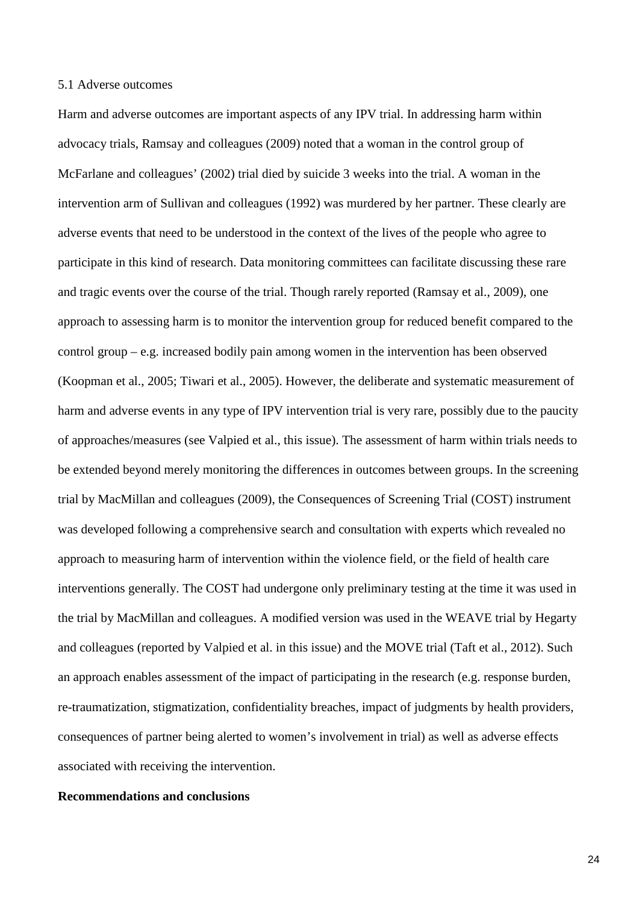### 5.1 Adverse outcomes

Harm and adverse outcomes are important aspects of any IPV trial. In addressing harm within advocacy trials, Ramsay and colleagues (2009) noted that a woman in the control group of McFarlane and colleagues' (2002) trial died by suicide 3 weeks into the trial. A woman in the intervention arm of Sullivan and colleagues (1992) was murdered by her partner. These clearly are adverse events that need to be understood in the context of the lives of the people who agree to participate in this kind of research. Data monitoring committees can facilitate discussing these rare and tragic events over the course of the trial. Though rarely reported (Ramsay et al., 2009), one approach to assessing harm is to monitor the intervention group for reduced benefit compared to the control group – e.g. increased bodily pain among women in the intervention has been observed (Koopman et al., 2005; Tiwari et al., 2005). However, the deliberate and systematic measurement of harm and adverse events in any type of IPV intervention trial is very rare, possibly due to the paucity of approaches/measures (see Valpied et al., this issue). The assessment of harm within trials needs to be extended beyond merely monitoring the differences in outcomes between groups. In the screening trial by MacMillan and colleagues (2009), the Consequences of Screening Trial (COST) instrument was developed following a comprehensive search and consultation with experts which revealed no approach to measuring harm of intervention within the violence field, or the field of health care interventions generally. The COST had undergone only preliminary testing at the time it was used in the trial by MacMillan and colleagues. A modified version was used in the WEAVE trial by Hegarty and colleagues (reported by Valpied et al. in this issue) and the MOVE trial (Taft et al., 2012). Such an approach enables assessment of the impact of participating in the research (e.g. response burden, re-traumatization, stigmatization, confidentiality breaches, impact of judgments by health providers, consequences of partner being alerted to women's involvement in trial) as well as adverse effects associated with receiving the intervention.

## Recommendations and conclusions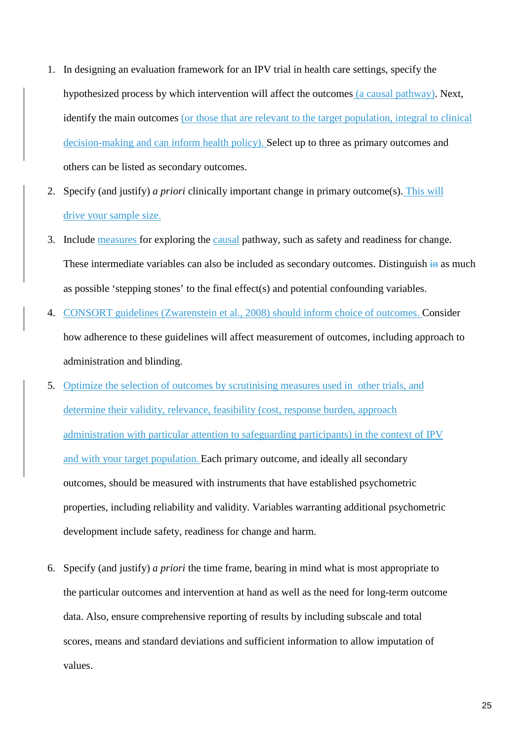1. In designing an evaluation framework for an IPV trial in health care settings, specify the hypothesized process by which intervention will affect the outcomes (a causal pathway). Next, identify the main outcomes (or those that are relevant to the target population, integral to clinical decision-making and can inform health policy). Select up to three as primary outcomes and others can be listed as secondary outcomes.
2. Specify (and justify) *a priori* clinically important change in primary outcome(s). This will drive your sample size.
3. Include measures for exploring the causal pathway, such as safety and readiness for change. These intermediate variables can also be included as secondary outcomes. Distinguish ~~in~~ as much as possible 'stepping stones' to the final effect(s) and potential confounding variables.
4. CONSORT guidelines (Zwarenstein et al., 2008) should inform choice of outcomes. Consider how adherence to these guidelines will affect measurement of outcomes, including approach to administration and blinding.
5. Optimize the selection of outcomes by scrutinising measures used in other trials, and determine their validity, relevance, feasibility (cost, response burden, approach administration with particular attention to safeguarding participants) in the context of IPV and with your target population. Each primary outcome, and ideally all secondary outcomes, should be measured with instruments that have established psychometric properties, including reliability and validity. Variables warranting additional psychometric development include safety, readiness for change and harm.
6. Specify (and justify) *a priori* the time frame, bearing in mind what is most appropriate to the particular outcomes and intervention at hand as well as the need for long-term outcome data. Also, ensure comprehensive reporting of results by including subscale and total scores, means and standard deviations and sufficient information to allow imputation of values.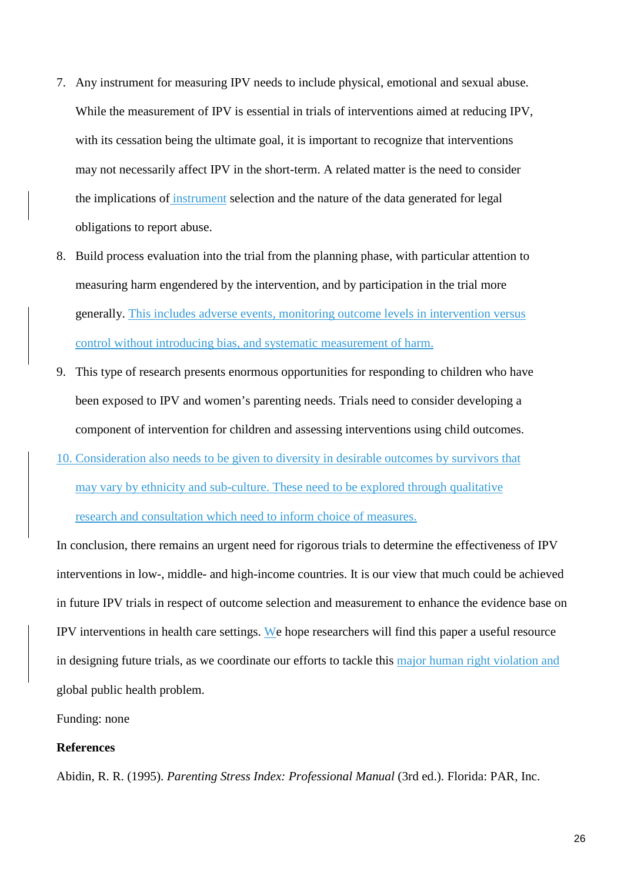7. Any instrument for measuring IPV needs to include physical, emotional and sexual abuse. While the measurement of IPV is essential in trials of interventions aimed at reducing IPV, with its cessation being the ultimate goal, it is important to recognize that interventions may not necessarily affect IPV in the short-term. A related matter is the need to consider the implications of instrument selection and the nature of the data generated for legal obligations to report abuse.
8. Build process evaluation into the trial from the planning phase, with particular attention to measuring harm engendered by the intervention, and by participation in the trial more generally. This includes adverse events, monitoring outcome levels in intervention versus control without introducing bias, and systematic measurement of harm.
9. This type of research presents enormous opportunities for responding to children who have been exposed to IPV and women's parenting needs. Trials need to consider developing a component of intervention for children and assessing interventions using child outcomes.
10. Consideration also needs to be given to diversity in desirable outcomes by survivors that may vary by ethnicity and sub-culture. These need to be explored through qualitative research and consultation which need to inform choice of measures.

In conclusion, there remains an urgent need for rigorous trials to determine the effectiveness of IPV interventions in low-, middle- and high-income countries. It is our view that much could be achieved in future IPV trials in respect of outcome selection and measurement to enhance the evidence base on IPV interventions in health care settings. We hope researchers will find this paper a useful resource in designing future trials, as we coordinate our efforts to tackle this major human right violation and global public health problem.

Funding: none

**References**

Abidin, R. R. (1995). *Parenting Stress Index: Professional Manual* (3rd ed.). Florida: PAR, Inc.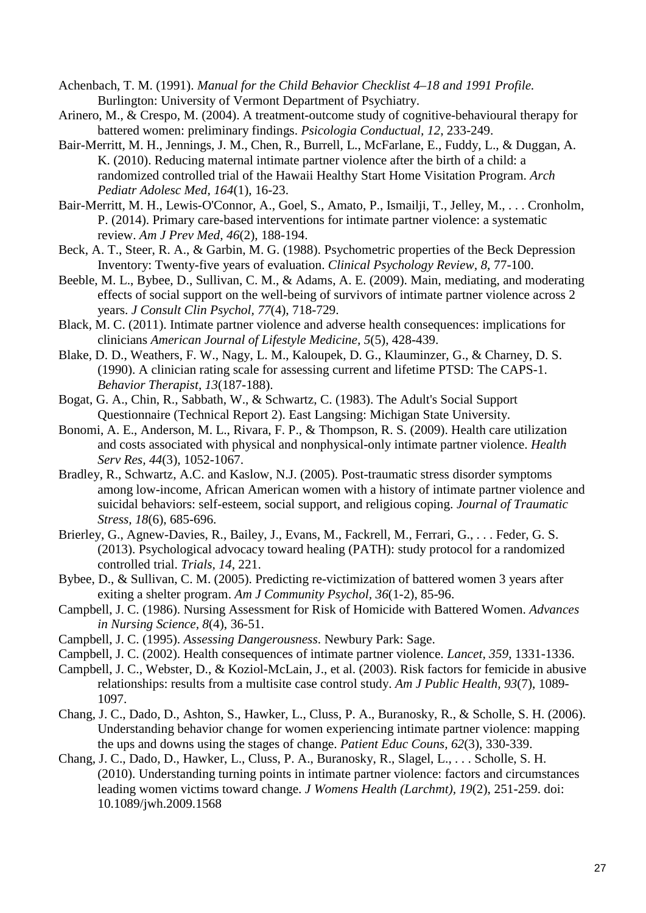Achenbach, T. M. (1991). *Manual for the Child Behavior Checklist 4–18 and 1991 Profile.* Burlington: University of Vermont Department of Psychiatry.

Arinero, M., & Crespo, M. (2004). A treatment-outcome study of cognitive-behavioural therapy for battered women: preliminary findings. *Psicologia Conductual, 12*, 233-249.

Bair-Merritt, M. H., Jennings, J. M., Chen, R., Burrell, L., McFarlane, E., Fuddy, L., & Duggan, A. K. (2010). Reducing maternal intimate partner violence after the birth of a child: a randomized controlled trial of the Hawaii Healthy Start Home Visitation Program. *Arch Pediatr Adolesc Med, 164*(1), 16-23.

Bair-Merritt, M. H., Lewis-O'Connor, A., Goel, S., Amato, P., Ismailji, T., Jelley, M., . . . Cronholm, P. (2014). Primary care-based interventions for intimate partner violence: a systematic review. *Am J Prev Med, 46*(2), 188-194.

Beck, A. T., Steer, R. A., & Garbin, M. G. (1988). Psychometric properties of the Beck Depression Inventory: Twenty-five years of evaluation. *Clinical Psychology Review, 8*, 77-100.

Beeble, M. L., Bybee, D., Sullivan, C. M., & Adams, A. E. (2009). Main, mediating, and moderating effects of social support on the well-being of survivors of intimate partner violence across 2 years. *J Consult Clin Psychol, 77*(4), 718-729.

Black, M. C. (2011). Intimate partner violence and adverse health consequences: implications for clinicians *American Journal of Lifestyle Medicine, 5*(5), 428-439.

Blake, D. D., Weathers, F. W., Nagy, L. M., Kaloupek, D. G., Klauminzer, G., & Charney, D. S. (1990). A clinician rating scale for assessing current and lifetime PTSD: The CAPS-1. *Behavior Therapist, 13*(187-188).

Bogat, G. A., Chin, R., Sabbath, W., & Schwartz, C. (1983). The Adult's Social Support Questionnaire (Technical Report 2). East Langsing: Michigan State University.

Bonomi, A. E., Anderson, M. L., Rivara, F. P., & Thompson, R. S. (2009). Health care utilization and costs associated with physical and nonphysical-only intimate partner violence. *Health Serv Res, 44*(3), 1052-1067.

Bradley, R., Schwartz, A.C. and Kaslow, N.J. (2005). Post-traumatic stress disorder symptoms among low-income, African American women with a history of intimate partner violence and suicidal behaviors: self-esteem, social support, and religious coping. *Journal of Traumatic Stress, 18*(6), 685-696.

Brierley, G., Agnew-Davies, R., Bailey, J., Evans, M., Fackrell, M., Ferrari, G., . . . Feder, G. S. (2013). Psychological advocacy toward healing (PATH): study protocol for a randomized controlled trial. *Trials, 14*, 221.

Bybee, D., & Sullivan, C. M. (2005). Predicting re-victimization of battered women 3 years after exiting a shelter program. *Am J Community Psychol, 36*(1-2), 85-96.

Campbell, J. C. (1986). Nursing Assessment for Risk of Homicide with Battered Women. *Advances in Nursing Science, 8*(4), 36-51.

Campbell, J. C. (1995). *Assessing Dangerousness*. Newbury Park: Sage.

Campbell, J. C. (2002). Health consequences of intimate partner violence. *Lancet, 359*, 1331-1336.

Campbell, J. C., Webster, D., & Koziol-McLain, J., et al. (2003). Risk factors for femicide in abusive relationships: results from a multisite case control study. *Am J Public Health, 93*(7), 1089-1097.

Chang, J. C., Dado, D., Ashton, S., Hawker, L., Cluss, P. A., Buranosky, R., & Scholle, S. H. (2006). Understanding behavior change for women experiencing intimate partner violence: mapping the ups and downs using the stages of change. *Patient Educ Couns, 62*(3), 330-339.

Chang, J. C., Dado, D., Hawker, L., Cluss, P. A., Buranosky, R., Slagel, L., . . . Scholle, S. H. (2010). Understanding turning points in intimate partner violence: factors and circumstances leading women victims toward change. *J Womens Health (Larchmt), 19*(2), 251-259. doi: 10.1089/jwh.2009.1568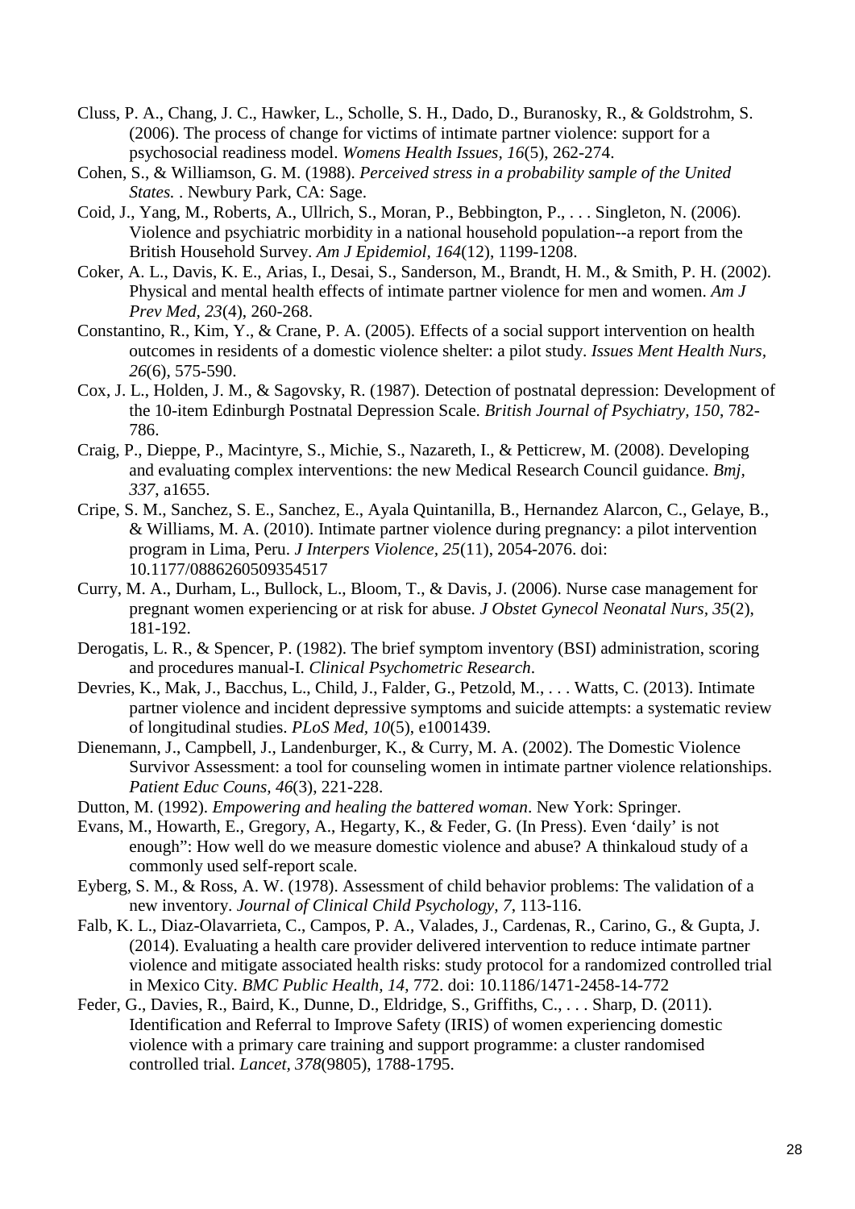Cluss, P. A., Chang, J. C., Hawker, L., Scholle, S. H., Dado, D., Buranosky, R., & Goldstrohm, S. (2006). The process of change for victims of intimate partner violence: support for a psychosocial readiness model. *Womens Health Issues, 16*(5), 262-274.

Cohen, S., & Williamson, G. M. (1988). *Perceived stress in a probability sample of the United States.* . Newbury Park, CA: Sage.

Coid, J., Yang, M., Roberts, A., Ullrich, S., Moran, P., Bebbington, P., . . . Singleton, N. (2006). Violence and psychiatric morbidity in a national household population--a report from the British Household Survey. *Am J Epidemiol, 164*(12), 1199-1208.

Coker, A. L., Davis, K. E., Arias, I., Desai, S., Sanderson, M., Brandt, H. M., & Smith, P. H. (2002). Physical and mental health effects of intimate partner violence for men and women. *Am J Prev Med, 23*(4), 260-268.

Constantino, R., Kim, Y., & Crane, P. A. (2005). Effects of a social support intervention on health outcomes in residents of a domestic violence shelter: a pilot study. *Issues Ment Health Nurs, 26*(6), 575-590.

Cox, J. L., Holden, J. M., & Sagovsky, R. (1987). Detection of postnatal depression: Development of the 10-item Edinburgh Postnatal Depression Scale. *British Journal of Psychiatry, 150*, 782-786.

Craig, P., Dieppe, P., Macintyre, S., Michie, S., Nazareth, I., & Petticrew, M. (2008). Developing and evaluating complex interventions: the new Medical Research Council guidance. *Bmj, 337*, a1655.

Cripe, S. M., Sanchez, S. E., Sanchez, E., Ayala Quintanilla, B., Hernandez Alarcon, C., Gelaye, B., & Williams, M. A. (2010). Intimate partner violence during pregnancy: a pilot intervention program in Lima, Peru. *J Interpers Violence, 25*(11), 2054-2076. doi: 10.1177/0886260509354517

Curry, M. A., Durham, L., Bullock, L., Bloom, T., & Davis, J. (2006). Nurse case management for pregnant women experiencing or at risk for abuse. *J Obstet Gynecol Neonatal Nurs, 35*(2), 181-192.

Derogatis, L. R., & Spencer, P. (1982). The brief symptom inventory (BSI) administration, scoring and procedures manual-I. *Clinical Psychometric Research*.

Devries, K., Mak, J., Bacchus, L., Child, J., Falder, G., Petzold, M., . . . Watts, C. (2013). Intimate partner violence and incident depressive symptoms and suicide attempts: a systematic review of longitudinal studies. *PLoS Med, 10*(5), e1001439.

Dienemann, J., Campbell, J., Landenburger, K., & Curry, M. A. (2002). The Domestic Violence Survivor Assessment: a tool for counseling women in intimate partner violence relationships. *Patient Educ Couns, 46*(3), 221-228.

Dutton, M. (1992). *Empowering and healing the battered woman*. New York: Springer.

Evans, M., Howarth, E., Gregory, A., Hegarty, K., & Feder, G. (In Press). Even 'daily' is not enough": How well do we measure domestic violence and abuse? A thinkaloud study of a commonly used self-report scale.

Eyberg, S. M., & Ross, A. W. (1978). Assessment of child behavior problems: The validation of a new inventory. *Journal of Clinical Child Psychology, 7*, 113-116.

Falb, K. L., Diaz-Olavarrieta, C., Campos, P. A., Valades, J., Cardenas, R., Carino, G., & Gupta, J. (2014). Evaluating a health care provider delivered intervention to reduce intimate partner violence and mitigate associated health risks: study protocol for a randomized controlled trial in Mexico City. *BMC Public Health, 14*, 772. doi: 10.1186/1471-2458-14-772

Feder, G., Davies, R., Baird, K., Dunne, D., Eldridge, S., Griffiths, C., . . . Sharp, D. (2011). Identification and Referral to Improve Safety (IRIS) of women experiencing domestic violence with a primary care training and support programme: a cluster randomised controlled trial. *Lancet, 378*(9805), 1788-1795.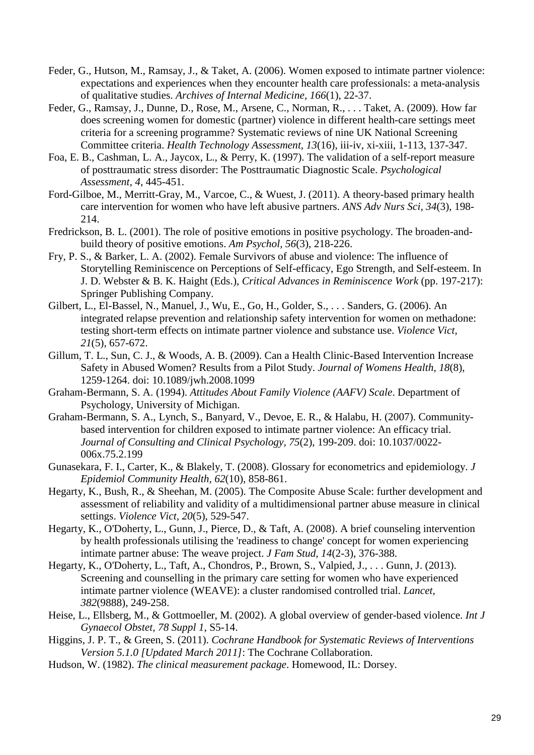Feder, G., Hutson, M., Ramsay, J., & Taket, A. (2006). Women exposed to intimate partner violence: expectations and experiences when they encounter health care professionals: a meta-analysis of qualitative studies. *Archives of Internal Medicine, 166*(1), 22-37.

Feder, G., Ramsay, J., Dunne, D., Rose, M., Arsene, C., Norman, R., . . . Taket, A. (2009). How far does screening women for domestic (partner) violence in different health-care settings meet criteria for a screening programme? Systematic reviews of nine UK National Screening Committee criteria. *Health Technology Assessment, 13*(16), iii-iv, xi-xiii, 1-113, 137-347.

Foa, E. B., Cashman, L. A., Jaycox, L., & Perry, K. (1997). The validation of a self-report measure of posttraumatic stress disorder: The Posttraumatic Diagnostic Scale. *Psychological Assessment, 4*, 445-451.

Ford-Gilboe, M., Merritt-Gray, M., Varcoe, C., & Wuest, J. (2011). A theory-based primary health care intervention for women who have left abusive partners. *ANS Adv Nurs Sci, 34*(3), 198-214.

Fredrickson, B. L. (2001). The role of positive emotions in positive psychology. The broaden-and-build theory of positive emotions. *Am Psychol, 56*(3), 218-226.

Fry, P. S., & Barker, L. A. (2002). Female Survivors of abuse and violence: The influence of Storytelling Reminiscence on Perceptions of Self-efficacy, Ego Strength, and Self-esteem. In J. D. Webster & B. K. Haight (Eds.), *Critical Advances in Reminiscence Work* (pp. 197-217): Springer Publishing Company.

Gilbert, L., El-Bassel, N., Manuel, J., Wu, E., Go, H., Golder, S., . . . Sanders, G. (2006). An integrated relapse prevention and relationship safety intervention for women on methadone: testing short-term effects on intimate partner violence and substance use. *Violence Vict, 21*(5), 657-672.

Gillum, T. L., Sun, C. J., & Woods, A. B. (2009). Can a Health Clinic-Based Intervention Increase Safety in Abused Women? Results from a Pilot Study. *Journal of Womens Health, 18*(8), 1259-1264. doi: 10.1089/jwh.2008.1099

Graham-Bermann, S. A. (1994). *Attitudes About Family Violence (AAFV) Scale*. Department of Psychology, University of Michigan.

Graham-Bermann, S. A., Lynch, S., Banyard, V., Devoe, E. R., & Halabu, H. (2007). Community-based intervention for children exposed to intimate partner violence: An efficacy trial. *Journal of Consulting and Clinical Psychology, 75*(2), 199-209. doi: 10.1037/0022-006x.75.2.199

Gunasekara, F. I., Carter, K., & Blakely, T. (2008). Glossary for econometrics and epidemiology. *J Epidemiol Community Health, 62*(10), 858-861.

Hegarty, K., Bush, R., & Sheehan, M. (2005). The Composite Abuse Scale: further development and assessment of reliability and validity of a multidimensional partner abuse measure in clinical settings. *Violence Vict, 20*(5), 529-547.

Hegarty, K., O'Doherty, L., Gunn, J., Pierce, D., & Taft, A. (2008). A brief counseling intervention by health professionals utilising the 'readiness to change' concept for women experiencing intimate partner abuse: The weave project. *J Fam Stud, 14*(2-3), 376-388.

Hegarty, K., O'Doherty, L., Taft, A., Chondros, P., Brown, S., Valpied, J., . . . Gunn, J. (2013). Screening and counselling in the primary care setting for women who have experienced intimate partner violence (WEAVE): a cluster randomised controlled trial. *Lancet, 382*(9888), 249-258.

Heise, L., Ellsberg, M., & Gottmoeller, M. (2002). A global overview of gender-based violence. *Int J Gynaecol Obstet, 78 Suppl 1*, S5-14.

Higgins, J. P. T., & Green, S. (2011). *Cochrane Handbook for Systematic Reviews of Interventions Version 5.1.0 [Updated March 2011]*: The Cochrane Collaboration.

Hudson, W. (1982). *The clinical measurement package*. Homewood, IL: Dorsey.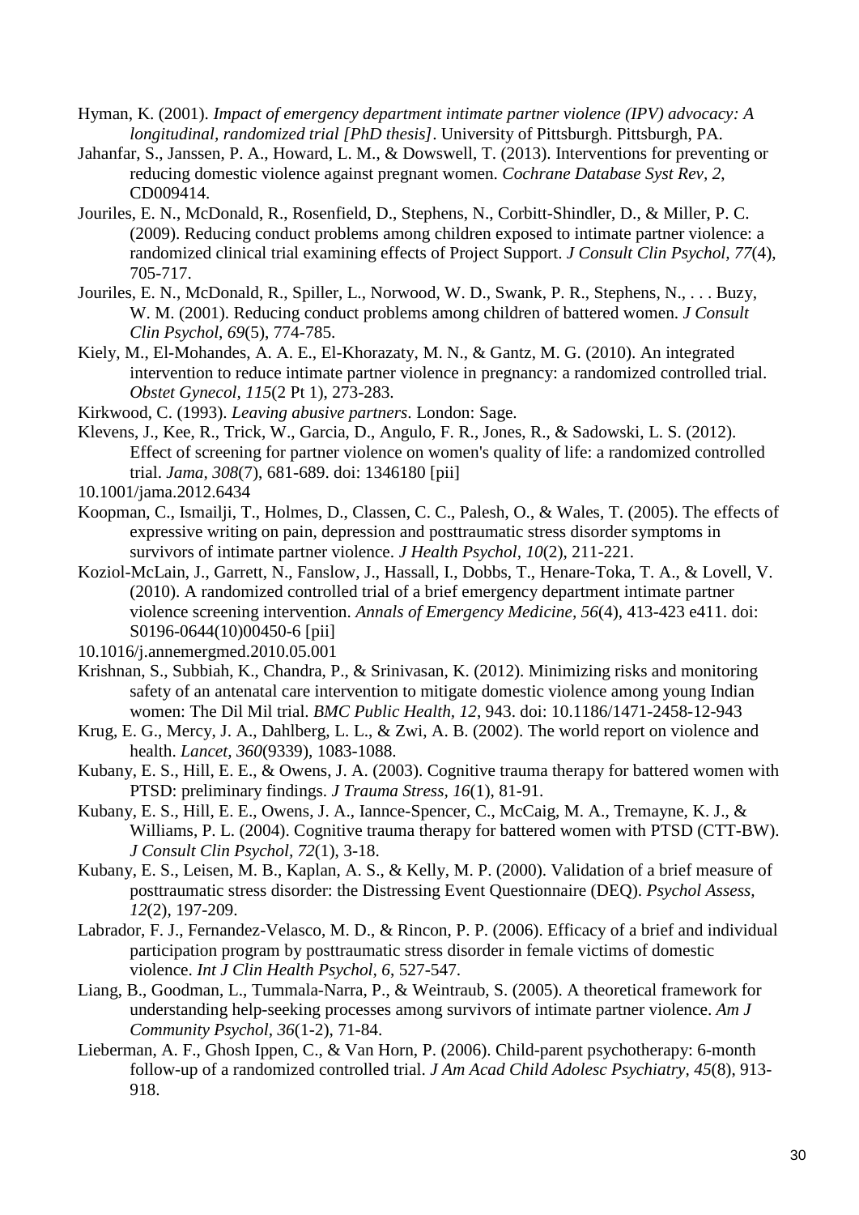Hyman, K. (2001). *Impact of emergency department intimate partner violence (IPV) advocacy: A longitudinal, randomized trial [PhD thesis]*. University of Pittsburgh. Pittsburgh, PA.

Jahanfar, S., Janssen, P. A., Howard, L. M., & Dowswell, T. (2013). Interventions for preventing or reducing domestic violence against pregnant women. *Cochrane Database Syst Rev, 2*, CD009414.

Jouriles, E. N., McDonald, R., Rosenfield, D., Stephens, N., Corbitt-Shindler, D., & Miller, P. C. (2009). Reducing conduct problems among children exposed to intimate partner violence: a randomized clinical trial examining effects of Project Support. *J Consult Clin Psychol, 77*(4), 705-717.

Jouriles, E. N., McDonald, R., Spiller, L., Norwood, W. D., Swank, P. R., Stephens, N., . . . Buzy, W. M. (2001). Reducing conduct problems among children of battered women. *J Consult Clin Psychol, 69*(5), 774-785.

Kiely, M., El-Mohandes, A. A. E., El-Khorazaty, M. N., & Gantz, M. G. (2010). An integrated intervention to reduce intimate partner violence in pregnancy: a randomized controlled trial. *Obstet Gynecol, 115*(2 Pt 1), 273-283.

Kirkwood, C. (1993). *Leaving abusive partners*. London: Sage.

Klevens, J., Kee, R., Trick, W., Garcia, D., Angulo, F. R., Jones, R., & Sadowski, L. S. (2012). Effect of screening for partner violence on women's quality of life: a randomized controlled trial. *Jama, 308*(7), 681-689. doi: 1346180 [pii]

10.1001/jama.2012.6434

Koopman, C., Ismailji, T., Holmes, D., Classen, C. C., Palesh, O., & Wales, T. (2005). The effects of expressive writing on pain, depression and posttraumatic stress disorder symptoms in survivors of intimate partner violence. *J Health Psychol, 10*(2), 211-221.

Koziol-McLain, J., Garrett, N., Fanslow, J., Hassall, I., Dobbs, T., Henare-Toka, T. A., & Lovell, V. (2010). A randomized controlled trial of a brief emergency department intimate partner violence screening intervention. *Annals of Emergency Medicine, 56*(4), 413-423 e411. doi: S0196-0644(10)00450-6 [pii]

10.1016/j.annemergmed.2010.05.001

Krishnan, S., Subbiah, K., Chandra, P., & Srinivasan, K. (2012). Minimizing risks and monitoring safety of an antenatal care intervention to mitigate domestic violence among young Indian women: The Dil Mil trial. *BMC Public Health, 12*, 943. doi: 10.1186/1471-2458-12-943

Krug, E. G., Mercy, J. A., Dahlberg, L. L., & Zwi, A. B. (2002). The world report on violence and health. *Lancet, 360*(9339), 1083-1088.

Kubany, E. S., Hill, E. E., & Owens, J. A. (2003). Cognitive trauma therapy for battered women with PTSD: preliminary findings. *J Trauma Stress, 16*(1), 81-91.

Kubany, E. S., Hill, E. E., Owens, J. A., Iannce-Spencer, C., McCaig, M. A., Tremayne, K. J., & Williams, P. L. (2004). Cognitive trauma therapy for battered women with PTSD (CTT-BW). *J Consult Clin Psychol, 72*(1), 3-18.

Kubany, E. S., Leisen, M. B., Kaplan, A. S., & Kelly, M. P. (2000). Validation of a brief measure of posttraumatic stress disorder: the Distressing Event Questionnaire (DEQ). *Psychol Assess, 12*(2), 197-209.

Labrador, F. J., Fernandez-Velasco, M. D., & Rincon, P. P. (2006). Efficacy of a brief and individual participation program by posttraumatic stress disorder in female victims of domestic violence. *Int J Clin Health Psychol, 6*, 527-547.

Liang, B., Goodman, L., Tummala-Narra, P., & Weintraub, S. (2005). A theoretical framework for understanding help-seeking processes among survivors of intimate partner violence. *Am J Community Psychol, 36*(1-2), 71-84.

Lieberman, A. F., Ghosh Ippen, C., & Van Horn, P. (2006). Child-parent psychotherapy: 6-month follow-up of a randomized controlled trial. *J Am Acad Child Adolesc Psychiatry, 45*(8), 913-918.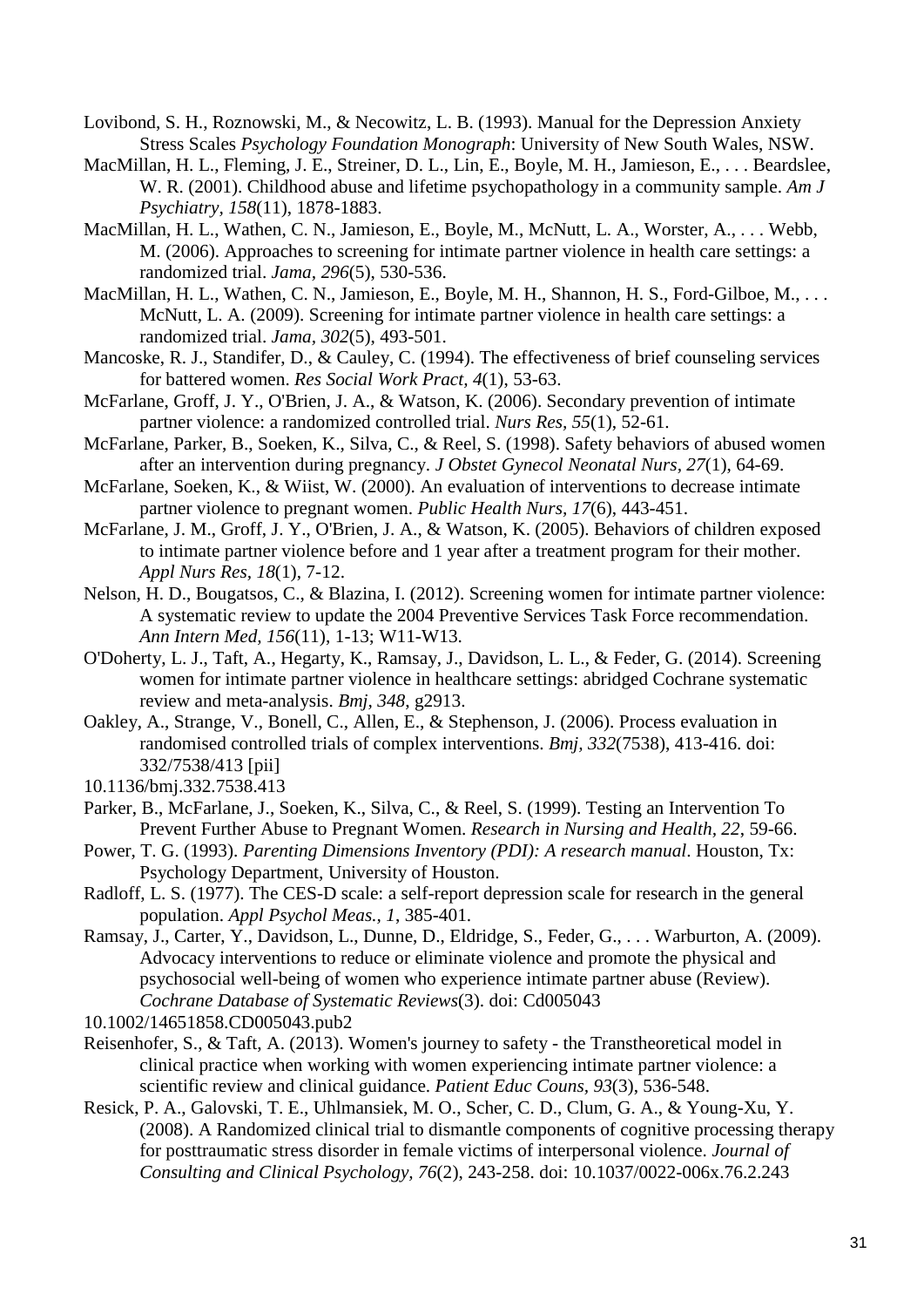Lovibond, S. H., Roznowski, M., & Necowitz, L. B. (1993). Manual for the Depression Anxiety Stress Scales *Psychology Foundation Monograph*: University of New South Wales, NSW.

MacMillan, H. L., Fleming, J. E., Streiner, D. L., Lin, E., Boyle, M. H., Jamieson, E., . . . Beardslee, W. R. (2001). Childhood abuse and lifetime psychopathology in a community sample. *Am J Psychiatry, 158*(11), 1878-1883.

MacMillan, H. L., Wathen, C. N., Jamieson, E., Boyle, M., McNutt, L. A., Worster, A., . . . Webb, M. (2006). Approaches to screening for intimate partner violence in health care settings: a randomized trial. *Jama, 296*(5), 530-536.

MacMillan, H. L., Wathen, C. N., Jamieson, E., Boyle, M. H., Shannon, H. S., Ford-Gilboe, M., . . . McNutt, L. A. (2009). Screening for intimate partner violence in health care settings: a randomized trial. *Jama, 302*(5), 493-501.

Mancoske, R. J., Standifer, D., & Cauley, C. (1994). The effectiveness of brief counseling services for battered women. *Res Social Work Pract, 4*(1), 53-63.

McFarlane, Groff, J. Y., O'Brien, J. A., & Watson, K. (2006). Secondary prevention of intimate partner violence: a randomized controlled trial. *Nurs Res, 55*(1), 52-61.

McFarlane, Parker, B., Soeken, K., Silva, C., & Reel, S. (1998). Safety behaviors of abused women after an intervention during pregnancy. *J Obstet Gynecol Neonatal Nurs, 27*(1), 64-69.

McFarlane, Soeken, K., & Wiist, W. (2000). An evaluation of interventions to decrease intimate partner violence to pregnant women. *Public Health Nurs, 17*(6), 443-451.

McFarlane, J. M., Groff, J. Y., O'Brien, J. A., & Watson, K. (2005). Behaviors of children exposed to intimate partner violence before and 1 year after a treatment program for their mother. *Appl Nurs Res, 18*(1), 7-12.

Nelson, H. D., Bougatsos, C., & Blazina, I. (2012). Screening women for intimate partner violence: A systematic review to update the 2004 Preventive Services Task Force recommendation. *Ann Intern Med, 156*(11), 1-13; W11-W13.

O'Doherty, L. J., Taft, A., Hegarty, K., Ramsay, J., Davidson, L. L., & Feder, G. (2014). Screening women for intimate partner violence in healthcare settings: abridged Cochrane systematic review and meta-analysis. *Bmj, 348*, g2913.

Oakley, A., Strange, V., Bonell, C., Allen, E., & Stephenson, J. (2006). Process evaluation in randomised controlled trials of complex interventions. *Bmj, 332*(7538), 413-416. doi: 332/7538/413 [pii]
10.1136/bmj.332.7538.413

Parker, B., McFarlane, J., Soeken, K., Silva, C., & Reel, S. (1999). Testing an Intervention To Prevent Further Abuse to Pregnant Women. *Research in Nursing and Health, 22*, 59-66.

Power, T. G. (1993). *Parenting Dimensions Inventory (PDI): A research manual*. Houston, Tx: Psychology Department, University of Houston.

Radloff, L. S. (1977). The CES-D scale: a self-report depression scale for research in the general population. *Appl Psychol Meas., 1*, 385-401.

Ramsay, J., Carter, Y., Davidson, L., Dunne, D., Eldridge, S., Feder, G., . . . Warburton, A. (2009). Advocacy interventions to reduce or eliminate violence and promote the physical and psychosocial well-being of women who experience intimate partner abuse (Review). *Cochrane Database of Systematic Reviews*(3). doi: Cd005043
10.1002/14651858.CD005043.pub2

Reisenhofer, S., & Taft, A. (2013). Women's journey to safety - the Transtheoretical model in clinical practice when working with women experiencing intimate partner violence: a scientific review and clinical guidance. *Patient Educ Couns, 93*(3), 536-548.

Resick, P. A., Galovski, T. E., Uhlmansiek, M. O., Scher, C. D., Clum, G. A., & Young-Xu, Y. (2008). A Randomized clinical trial to dismantle components of cognitive processing therapy for posttraumatic stress disorder in female victims of interpersonal violence. *Journal of Consulting and Clinical Psychology, 76*(2), 243-258. doi: 10.1037/0022-006x.76.2.243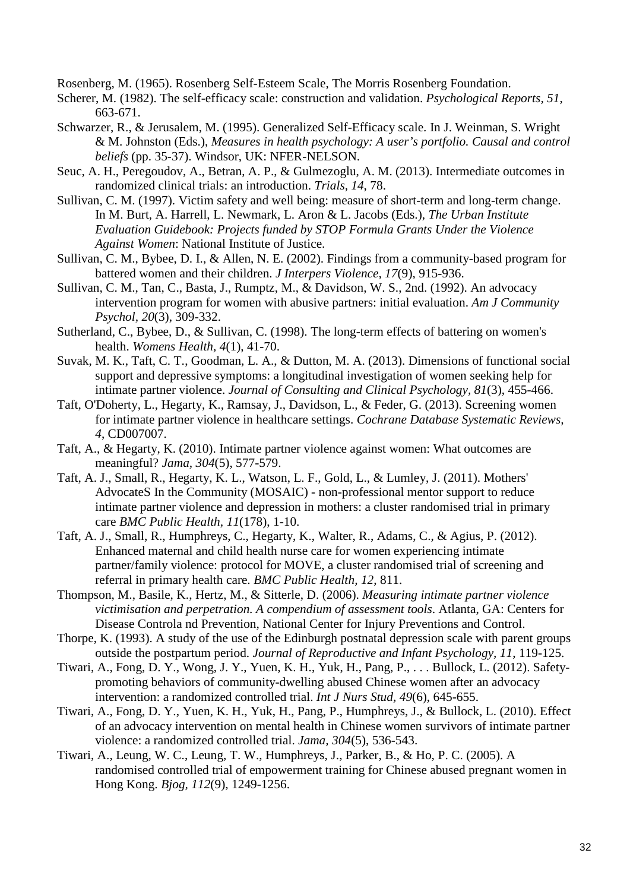Rosenberg, M. (1965). Rosenberg Self-Esteem Scale, The Morris Rosenberg Foundation.

Scherer, M. (1982). The self-efficacy scale: construction and validation. *Psychological Reports, 51*, 663-671.

Schwarzer, R., & Jerusalem, M. (1995). Generalized Self-Efficacy scale. In J. Weinman, S. Wright & M. Johnston (Eds.), *Measures in health psychology: A user's portfolio. Causal and control beliefs* (pp. 35-37). Windsor, UK: NFER-NELSON.

Seuc, A. H., Peregoudov, A., Betran, A. P., & Gulmezoglu, A. M. (2013). Intermediate outcomes in randomized clinical trials: an introduction. *Trials, 14*, 78.

Sullivan, C. M. (1997). Victim safety and well being: measure of short-term and long-term change. In M. Burt, A. Harrell, L. Newmark, L. Aron & L. Jacobs (Eds.), *The Urban Institute Evaluation Guidebook: Projects funded by STOP Formula Grants Under the Violence Against Women*: National Institute of Justice.

Sullivan, C. M., Bybee, D. I., & Allen, N. E. (2002). Findings from a community-based program for battered women and their children. *J Interpers Violence, 17*(9), 915-936.

Sullivan, C. M., Tan, C., Basta, J., Rumptz, M., & Davidson, W. S., 2nd. (1992). An advocacy intervention program for women with abusive partners: initial evaluation. *Am J Community Psychol, 20*(3), 309-332.

Sutherland, C., Bybee, D., & Sullivan, C. (1998). The long-term effects of battering on women's health. *Womens Health, 4*(1), 41-70.

Suvak, M. K., Taft, C. T., Goodman, L. A., & Dutton, M. A. (2013). Dimensions of functional social support and depressive symptoms: a longitudinal investigation of women seeking help for intimate partner violence. *Journal of Consulting and Clinical Psychology, 81*(3), 455-466.

Taft, O'Doherty, L., Hegarty, K., Ramsay, J., Davidson, L., & Feder, G. (2013). Screening women for intimate partner violence in healthcare settings. *Cochrane Database Systematic Reviews, 4*, CD007007.

Taft, A., & Hegarty, K. (2010). Intimate partner violence against women: What outcomes are meaningful? *Jama, 304*(5), 577-579.

Taft, A. J., Small, R., Hegarty, K. L., Watson, L. F., Gold, L., & Lumley, J. (2011). Mothers' AdvocateS In the Community (MOSAIC) - non-professional mentor support to reduce intimate partner violence and depression in mothers: a cluster randomised trial in primary care *BMC Public Health, 11*(178), 1-10.

Taft, A. J., Small, R., Humphreys, C., Hegarty, K., Walter, R., Adams, C., & Agius, P. (2012). Enhanced maternal and child health nurse care for women experiencing intimate partner/family violence: protocol for MOVE, a cluster randomised trial of screening and referral in primary health care. *BMC Public Health, 12*, 811.

Thompson, M., Basile, K., Hertz, M., & Sitterle, D. (2006). *Measuring intimate partner violence victimisation and perpetration. A compendium of assessment tools*. Atlanta, GA: Centers for Disease Controla nd Prevention, National Center for Injury Preventions and Control.

Thorpe, K. (1993). A study of the use of the Edinburgh postnatal depression scale with parent groups outside the postpartum period. *Journal of Reproductive and Infant Psychology, 11*, 119-125.

Tiwari, A., Fong, D. Y., Wong, J. Y., Yuen, K. H., Yuk, H., Pang, P., . . . Bullock, L. (2012). Safety-promoting behaviors of community-dwelling abused Chinese women after an advocacy intervention: a randomized controlled trial. *Int J Nurs Stud, 49*(6), 645-655.

Tiwari, A., Fong, D. Y., Yuen, K. H., Yuk, H., Pang, P., Humphreys, J., & Bullock, L. (2010). Effect of an advocacy intervention on mental health in Chinese women survivors of intimate partner violence: a randomized controlled trial. *Jama, 304*(5), 536-543.

Tiwari, A., Leung, W. C., Leung, T. W., Humphreys, J., Parker, B., & Ho, P. C. (2005). A randomised controlled trial of empowerment training for Chinese abused pregnant women in Hong Kong. *Bjog, 112*(9), 1249-1256.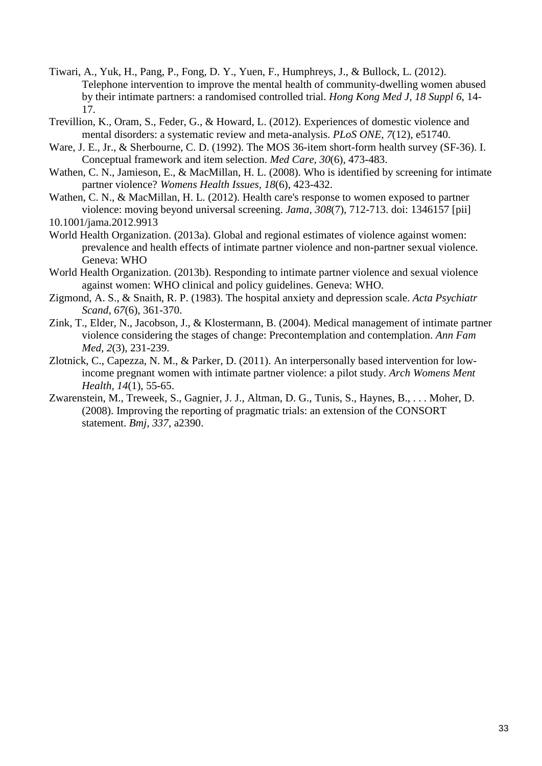Tiwari, A., Yuk, H., Pang, P., Fong, D. Y., Yuen, F., Humphreys, J., & Bullock, L. (2012). Telephone intervention to improve the mental health of community-dwelling women abused by their intimate partners: a randomised controlled trial. *Hong Kong Med J, 18 Suppl 6*, 14-17.

Trevillion, K., Oram, S., Feder, G., & Howard, L. (2012). Experiences of domestic violence and mental disorders: a systematic review and meta-analysis. *PLoS ONE, 7*(12), e51740.

Ware, J. E., Jr., & Sherbourne, C. D. (1992). The MOS 36-item short-form health survey (SF-36). I. Conceptual framework and item selection. *Med Care, 30*(6), 473-483.

Wathen, C. N., Jamieson, E., & MacMillan, H. L. (2008). Who is identified by screening for intimate partner violence? *Womens Health Issues, 18*(6), 423-432.

Wathen, C. N., & MacMillan, H. L. (2012). Health care's response to women exposed to partner violence: moving beyond universal screening. *Jama, 308*(7), 712-713. doi: 1346157 [pii]
10.1001/jama.2012.9913

World Health Organization. (2013a). Global and regional estimates of violence against women: prevalence and health effects of intimate partner violence and non-partner sexual violence. Geneva: WHO

World Health Organization. (2013b). Responding to intimate partner violence and sexual violence against women: WHO clinical and policy guidelines. Geneva: WHO.

Zigmond, A. S., & Snaith, R. P. (1983). The hospital anxiety and depression scale. *Acta Psychiatr Scand, 67*(6), 361-370.

Zink, T., Elder, N., Jacobson, J., & Klostermann, B. (2004). Medical management of intimate partner violence considering the stages of change: Precontemplation and contemplation. *Ann Fam Med, 2*(3), 231-239.

Zlotnick, C., Capezza, N. M., & Parker, D. (2011). An interpersonally based intervention for low-income pregnant women with intimate partner violence: a pilot study. *Arch Womens Ment Health, 14*(1), 55-65.

Zwarenstein, M., Treweek, S., Gagnier, J. J., Altman, D. G., Tunis, S., Haynes, B., . . . Moher, D. (2008). Improving the reporting of pragmatic trials: an extension of the CONSORT statement. *Bmj, 337*, a2390.